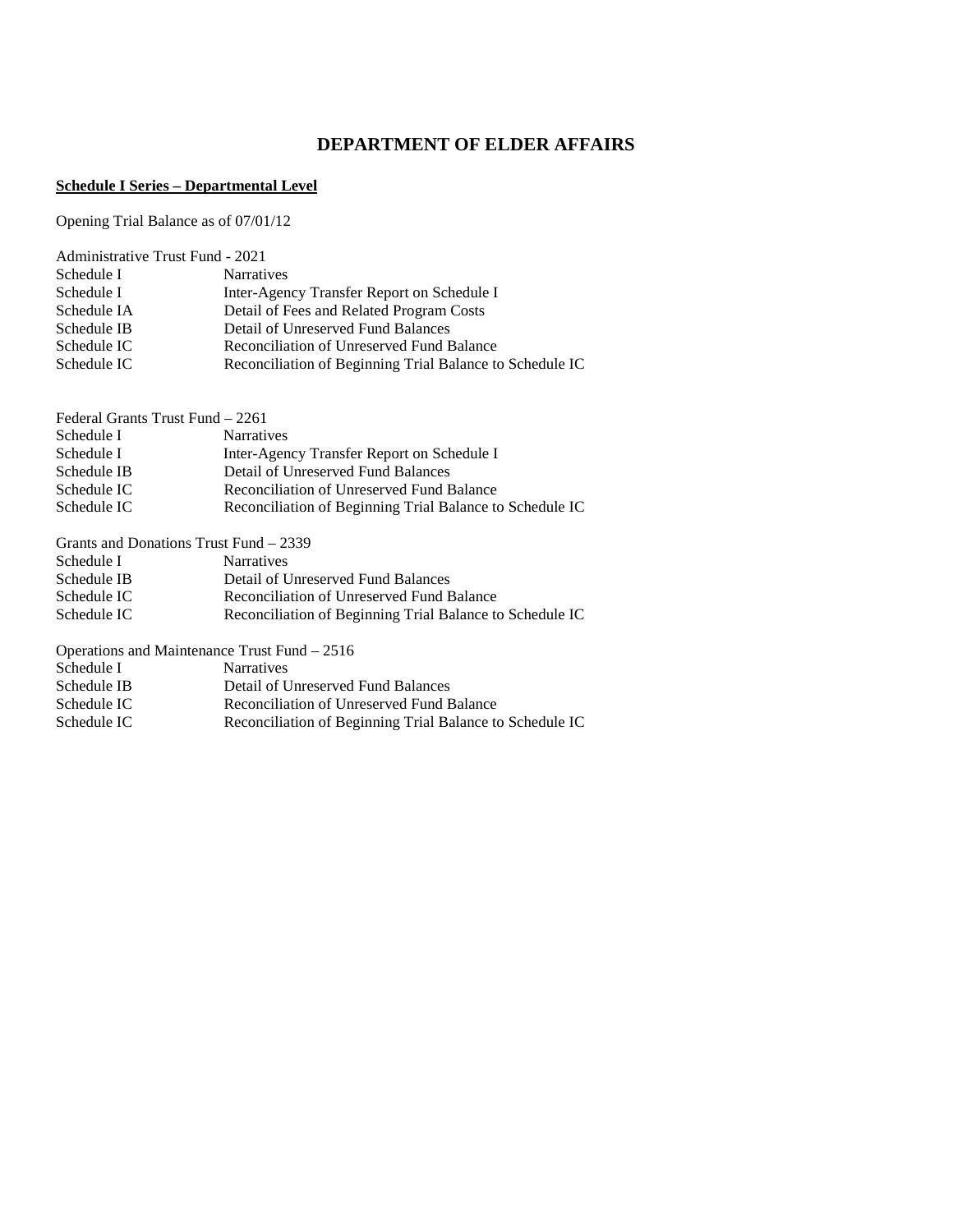# DEPARTMENT OF ELDER AFFAIRS

**Schedule I Series – Departmental Level**

Opening Trial Balance as of 07/01/12

Administrative Trust Fund - 2021

| | |
|---|---|
| Schedule I | Narratives |
| Schedule I | Inter-Agency Transfer Report on Schedule I |
| Schedule IA | Detail of Fees and Related Program Costs |
| Schedule IB | Detail of Unreserved Fund Balances |
| Schedule IC | Reconciliation of Unreserved Fund Balance |
| Schedule IC | Reconciliation of Beginning Trial Balance to Schedule IC |

Federal Grants Trust Fund – 2261

| | |
|---|---|
| Schedule I | Narratives |
| Schedule I | Inter-Agency Transfer Report on Schedule I |
| Schedule IB | Detail of Unreserved Fund Balances |
| Schedule IC | Reconciliation of Unreserved Fund Balance |
| Schedule IC | Reconciliation of Beginning Trial Balance to Schedule IC |

Grants and Donations Trust Fund – 2339

| | |
|---|---|
| Schedule I | Narratives |
| Schedule IB | Detail of Unreserved Fund Balances |
| Schedule IC | Reconciliation of Unreserved Fund Balance |
| Schedule IC | Reconciliation of Beginning Trial Balance to Schedule IC |

Operations and Maintenance Trust Fund – 2516

| | |
|---|---|
| Schedule I | Narratives |
| Schedule IB | Detail of Unreserved Fund Balances |
| Schedule IC | Reconciliation of Unreserved Fund Balance |
| Schedule IC | Reconciliation of Beginning Trial Balance to Schedule IC |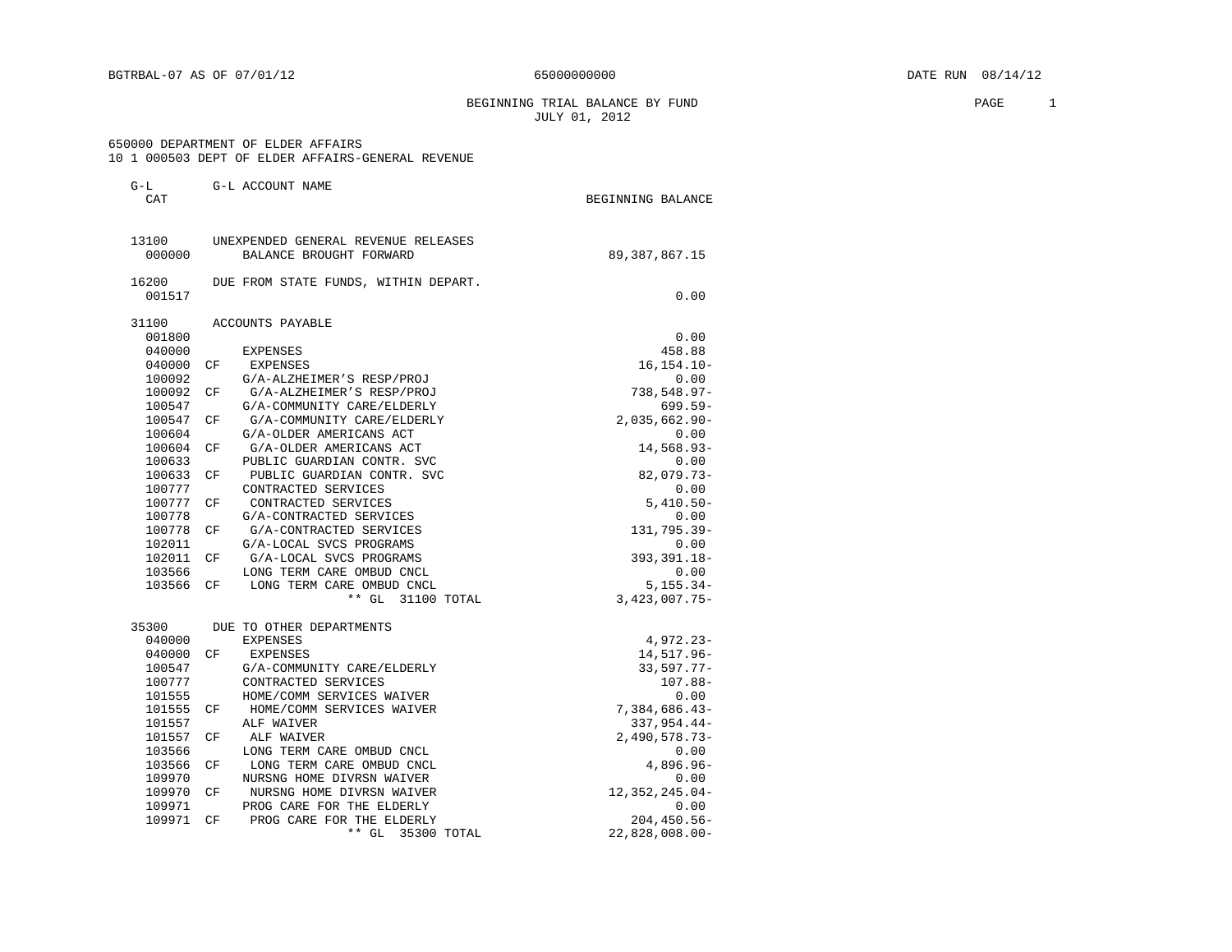BGTRBAL-07 AS OF 07/01/12 65000000000 DATE RUN 08/14/12

BEGINNING TRIAL BALANCE BY FUND
JULY 01, 2012

650000 DEPARTMENT OF ELDER AFFAIRS
10 1 000503 DEPT OF ELDER AFFAIRS-GENERAL REVENUE

| G-L CAT | | G-L ACCOUNT NAME | BEGINNING BALANCE |
|---|---|---|---|
| 13100 | | UNEXPENDED GENERAL REVENUE RELEASES | |
| 000000 | | BALANCE BROUGHT FORWARD | 89,387,867.15 |
| 16200 | | DUE FROM STATE FUNDS, WITHIN DEPART. | |
| 001517 | | | 0.00 |
| 31100 | | ACCOUNTS PAYABLE | |
| 001800 | | | 0.00 |
| 040000 | | EXPENSES | 458.88 |
| 040000 | CF | EXPENSES | 16,154.10- |
| 100092 | | G/A-ALZHEIMER'S RESP/PROJ | 0.00 |
| 100092 | CF | G/A-ALZHEIMER'S RESP/PROJ | 738,548.97- |
| 100547 | | G/A-COMMUNITY CARE/ELDERLY | 699.59- |
| 100547 | CF | G/A-COMMUNITY CARE/ELDERLY | 2,035,662.90- |
| 100604 | | G/A-OLDER AMERICANS ACT | 0.00 |
| 100604 | CF | G/A-OLDER AMERICANS ACT | 14,568.93- |
| 100633 | | PUBLIC GUARDIAN CONTR. SVC | 0.00 |
| 100633 | CF | PUBLIC GUARDIAN CONTR. SVC | 82,079.73- |
| 100777 | | CONTRACTED SERVICES | 0.00 |
| 100777 | CF | CONTRACTED SERVICES | 5,410.50- |
| 100778 | | G/A-CONTRACTED SERVICES | 0.00 |
| 100778 | CF | G/A-CONTRACTED SERVICES | 131,795.39- |
| 102011 | | G/A-LOCAL SVCS PROGRAMS | 0.00 |
| 102011 | CF | G/A-LOCAL SVCS PROGRAMS | 393,391.18- |
| 103566 | | LONG TERM CARE OMBUD CNCL | 0.00 |
| 103566 | CF | LONG TERM CARE OMBUD CNCL | 5,155.34- |
| | | ** GL 31100 TOTAL | 3,423,007.75- |
| 35300 | | DUE TO OTHER DEPARTMENTS | |
| 040000 | | EXPENSES | 4,972.23- |
| 040000 | CF | EXPENSES | 14,517.96- |
| 100547 | | G/A-COMMUNITY CARE/ELDERLY | 33,597.77- |
| 100777 | | CONTRACTED SERVICES | 107.88- |
| 101555 | | HOME/COMM SERVICES WAIVER | 0.00 |
| 101555 | CF | HOME/COMM SERVICES WAIVER | 7,384,686.43- |
| 101557 | | ALF WAIVER | 337,954.44- |
| 101557 | CF | ALF WAIVER | 2,490,578.73- |
| 103566 | | LONG TERM CARE OMBUD CNCL | 0.00 |
| 103566 | CF | LONG TERM CARE OMBUD CNCL | 4,896.96- |
| 109970 | | NURSNG HOME DIVRSN WAIVER | 0.00 |
| 109970 | CF | NURSNG HOME DIVRSN WAIVER | 12,352,245.04- |
| 109971 | | PROG CARE FOR THE ELDERLY | 0.00 |
| 109971 | CF | PROG CARE FOR THE ELDERLY | 204,450.56- |
| | | ** GL 35300 TOTAL | 22,828,008.00- |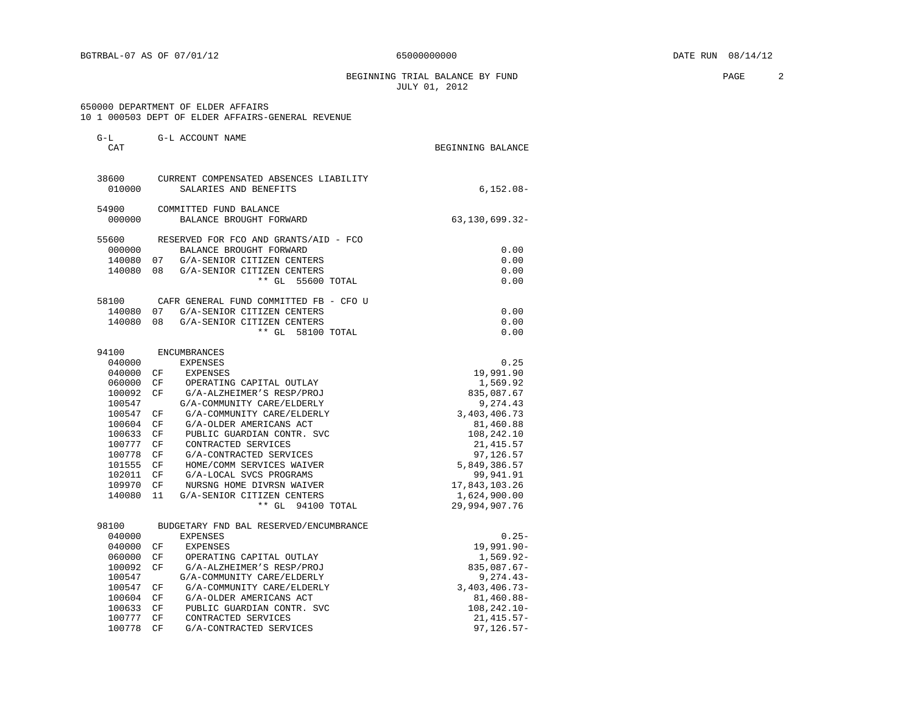BGTRBAL-07 AS OF 07/01/12 65000000000 DATE RUN 08/14/12

BEGINNING TRIAL BALANCE BY FUND
JULY 01, 2012

650000 DEPARTMENT OF ELDER AFFAIRS
10 1 000503 DEPT OF ELDER AFFAIRS-GENERAL REVENUE

| G-L CAT | | G-L ACCOUNT NAME | BEGINNING BALANCE |
|---|---|---|---|
| 38600 | | CURRENT COMPENSATED ABSENCES LIABILITY | |
| 010000 | | SALARIES AND BENEFITS | 6,152.08- |
| 54900 | | COMMITTED FUND BALANCE | |
| 000000 | | BALANCE BROUGHT FORWARD | 63,130,699.32- |
| 55600 | | RESERVED FOR FCO AND GRANTS/AID - FCO | |
| 000000 | | BALANCE BROUGHT FORWARD | 0.00 |
| 140080 | 07 | G/A-SENIOR CITIZEN CENTERS | 0.00 |
| 140080 | 08 | G/A-SENIOR CITIZEN CENTERS | 0.00 |
| | | ** GL 55600 TOTAL | 0.00 |
| 58100 | | CAFR GENERAL FUND COMMITTED FB - CFO U | |
| 140080 | 07 | G/A-SENIOR CITIZEN CENTERS | 0.00 |
| 140080 | 08 | G/A-SENIOR CITIZEN CENTERS | 0.00 |
| | | ** GL 58100 TOTAL | 0.00 |
| 94100 | | ENCUMBRANCES | |
| 040000 | | EXPENSES | 0.25 |
| 040000 | CF | EXPENSES | 19,991.90 |
| 060000 | CF | OPERATING CAPITAL OUTLAY | 1,569.92 |
| 100092 | CF | G/A-ALZHEIMER'S RESP/PROJ | 835,087.67 |
| 100547 | | G/A-COMMUNITY CARE/ELDERLY | 9,274.43 |
| 100547 | CF | G/A-COMMUNITY CARE/ELDERLY | 3,403,406.73 |
| 100604 | CF | G/A-OLDER AMERICANS ACT | 81,460.88 |
| 100633 | CF | PUBLIC GUARDIAN CONTR. SVC | 108,242.10 |
| 100777 | CF | CONTRACTED SERVICES | 21,415.57 |
| 100778 | CF | G/A-CONTRACTED SERVICES | 97,126.57 |
| 101555 | CF | HOME/COMM SERVICES WAIVER | 5,849,386.57 |
| 102011 | CF | G/A-LOCAL SVCS PROGRAMS | 99,941.91 |
| 109970 | CF | NURSNG HOME DIVRSN WAIVER | 17,843,103.26 |
| 140080 | 11 | G/A-SENIOR CITIZEN CENTERS | 1,624,900.00 |
| | | ** GL 94100 TOTAL | 29,994,907.76 |
| 98100 | | BUDGETARY FND BAL RESERVED/ENCUMBRANCE | |
| 040000 | | EXPENSES | 0.25- |
| 040000 | CF | EXPENSES | 19,991.90- |
| 060000 | CF | OPERATING CAPITAL OUTLAY | 1,569.92- |
| 100092 | CF | G/A-ALZHEIMER'S RESP/PROJ | 835,087.67- |
| 100547 | | G/A-COMMUNITY CARE/ELDERLY | 9,274.43- |
| 100547 | CF | G/A-COMMUNITY CARE/ELDERLY | 3,403,406.73- |
| 100604 | CF | G/A-OLDER AMERICANS ACT | 81,460.88- |
| 100633 | CF | PUBLIC GUARDIAN CONTR. SVC | 108,242.10- |
| 100777 | CF | CONTRACTED SERVICES | 21,415.57- |
| 100778 | CF | G/A-CONTRACTED SERVICES | 97,126.57- |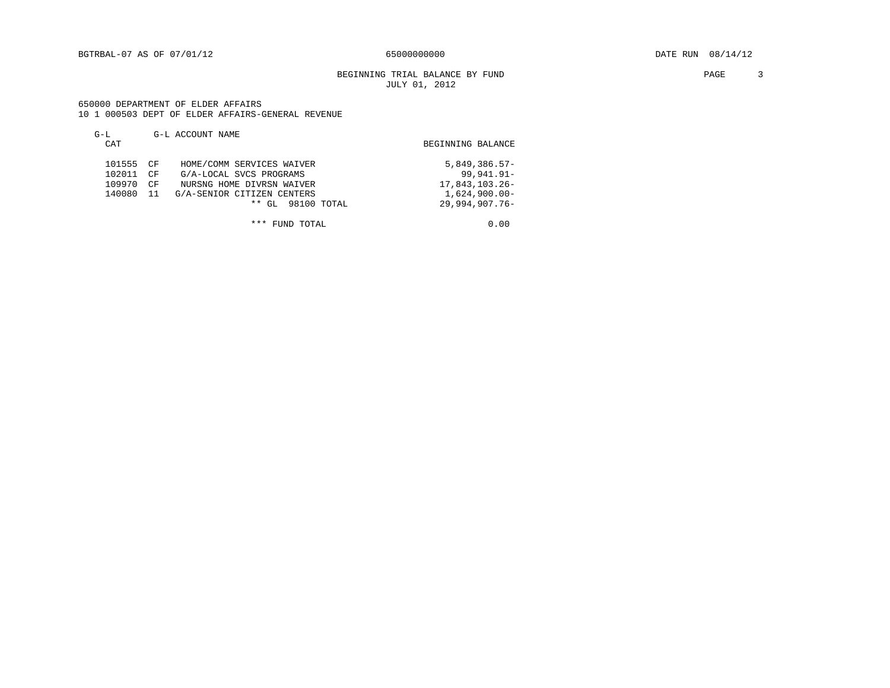BGTRBAL-07 AS OF 07/01/12 65000000000 DATE RUN 08/14/12

BEGINNING TRIAL BALANCE BY FUND
JULY 01, 2012

650000 DEPARTMENT OF ELDER AFFAIRS
10 1 000503 DEPT OF ELDER AFFAIRS-GENERAL REVENUE

| G-L | CAT | G-L ACCOUNT NAME | BEGINNING BALANCE |
|---|---|---|---|
| 101555 | CF | HOME/COMM SERVICES WAIVER | 5,849,386.57- |
| 102011 | CF | G/A-LOCAL SVCS PROGRAMS | 99,941.91- |
| 109970 | CF | NURSNG HOME DIVRSN WAIVER | 17,843,103.26- |
| 140080 | 11 | G/A-SENIOR CITIZEN CENTERS | 1,624,900.00- |
| | | ** GL 98100 TOTAL | 29,994,907.76- |
| | | *** FUND TOTAL | 0.00 |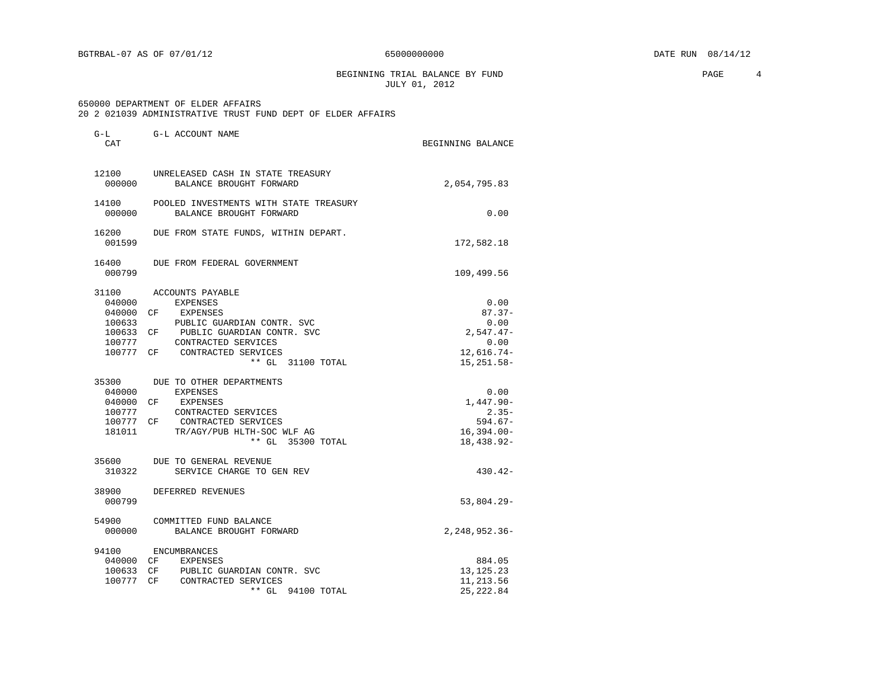BGTRBAL-07 AS OF 07/01/12 65000000000 DATE RUN 08/14/12

BEGINNING TRIAL BALANCE BY FUND
JULY 01, 2012

650000 DEPARTMENT OF ELDER AFFAIRS
20 2 021039 ADMINISTRATIVE TRUST FUND DEPT OF ELDER AFFAIRS

| G-L CAT | | G-L ACCOUNT NAME | BEGINNING BALANCE |
|---|---|---|---|
| 12100 | | UNRELEASED CASH IN STATE TREASURY | |
| 000000 | | BALANCE BROUGHT FORWARD | 2,054,795.83 |
| 14100 | | POOLED INVESTMENTS WITH STATE TREASURY | |
| 000000 | | BALANCE BROUGHT FORWARD | 0.00 |
| 16200 | | DUE FROM STATE FUNDS, WITHIN DEPART. | |
| 001599 | | | 172,582.18 |
| 16400 | | DUE FROM FEDERAL GOVERNMENT | |
| 000799 | | | 109,499.56 |
| 31100 | | ACCOUNTS PAYABLE | |
| 040000 | | EXPENSES | 0.00 |
| 040000 | CF | EXPENSES | 87.37- |
| 100633 | | PUBLIC GUARDIAN CONTR. SVC | 0.00 |
| 100633 | CF | PUBLIC GUARDIAN CONTR. SVC | 2,547.47- |
| 100777 | | CONTRACTED SERVICES | 0.00 |
| 100777 | CF | CONTRACTED SERVICES | 12,616.74- |
| | | ** GL 31100 TOTAL | 15,251.58- |
| 35300 | | DUE TO OTHER DEPARTMENTS | |
| 040000 | | EXPENSES | 0.00 |
| 040000 | CF | EXPENSES | 1,447.90- |
| 100777 | | CONTRACTED SERVICES | 2.35- |
| 100777 | CF | CONTRACTED SERVICES | 594.67- |
| 181011 | | TR/AGY/PUB HLTH-SOC WLF AG | 16,394.00- |
| | | ** GL 35300 TOTAL | 18,438.92- |
| 35600 | | DUE TO GENERAL REVENUE | |
| 310322 | | SERVICE CHARGE TO GEN REV | 430.42- |
| 38900 | | DEFERRED REVENUES | |
| 000799 | | | 53,804.29- |
| 54900 | | COMMITTED FUND BALANCE | |
| 000000 | | BALANCE BROUGHT FORWARD | 2,248,952.36- |
| 94100 | | ENCUMBRANCES | |
| 040000 | CF | EXPENSES | 884.05 |
| 100633 | CF | PUBLIC GUARDIAN CONTR. SVC | 13,125.23 |
| 100777 | CF | CONTRACTED SERVICES | 11,213.56 |
| | | ** GL 94100 TOTAL | 25,222.84 |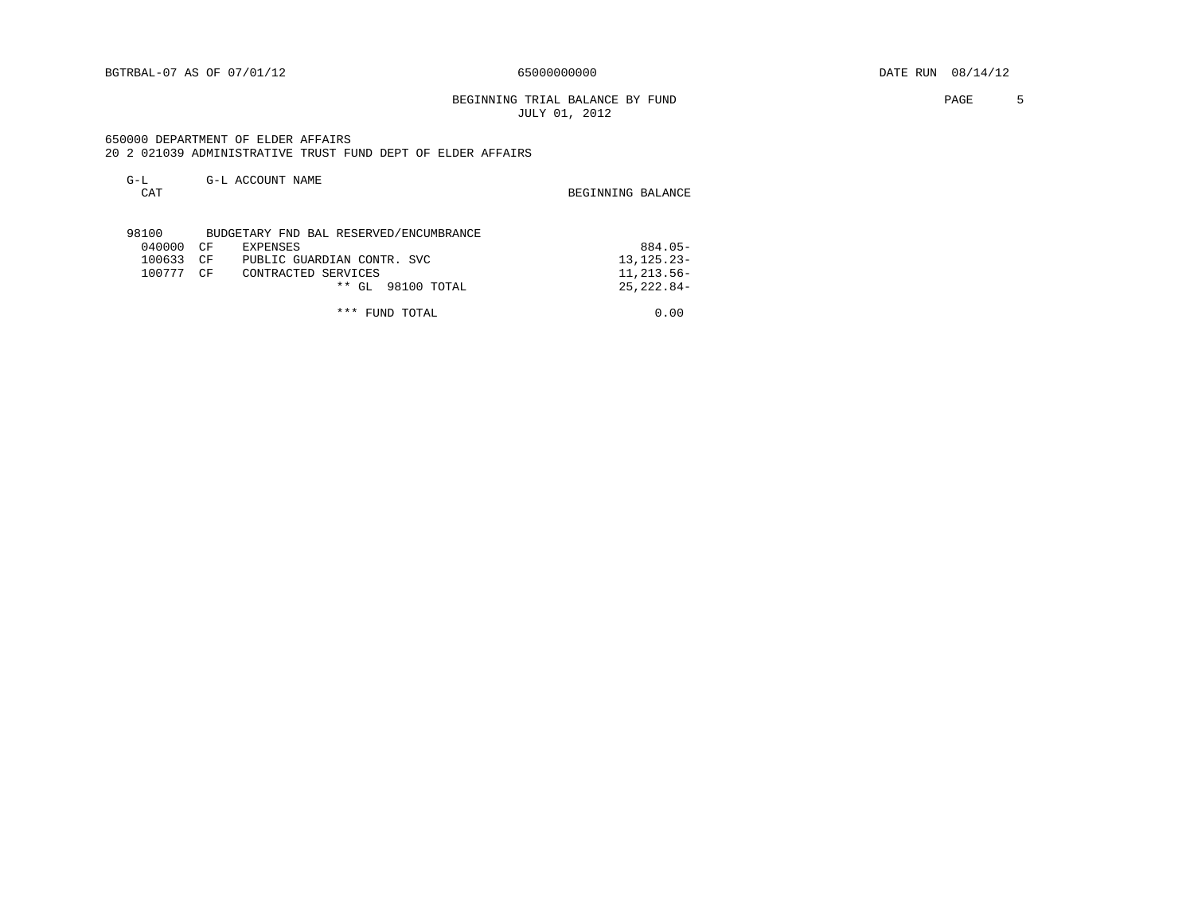BGTRBAL-07 AS OF 07/01/12 65000000000 DATE RUN 08/14/12

BEGINNING TRIAL BALANCE BY FUND
JULY 01, 2012

650000 DEPARTMENT OF ELDER AFFAIRS
20 2 021039 ADMINISTRATIVE TRUST FUND DEPT OF ELDER AFFAIRS

| G-L CAT | | G-L ACCOUNT NAME | BEGINNING BALANCE |
|---|---|---|---|
| 98100 | | BUDGETARY FND BAL RESERVED/ENCUMBRANCE | |
| 040000 | CF | EXPENSES | 884.05- |
| 100633 | CF | PUBLIC GUARDIAN CONTR. SVC | 13,125.23- |
| 100777 | CF | CONTRACTED SERVICES | 11,213.56- |
| | | ** GL 98100 TOTAL | 25,222.84- |
| | | *** FUND TOTAL | 0.00 |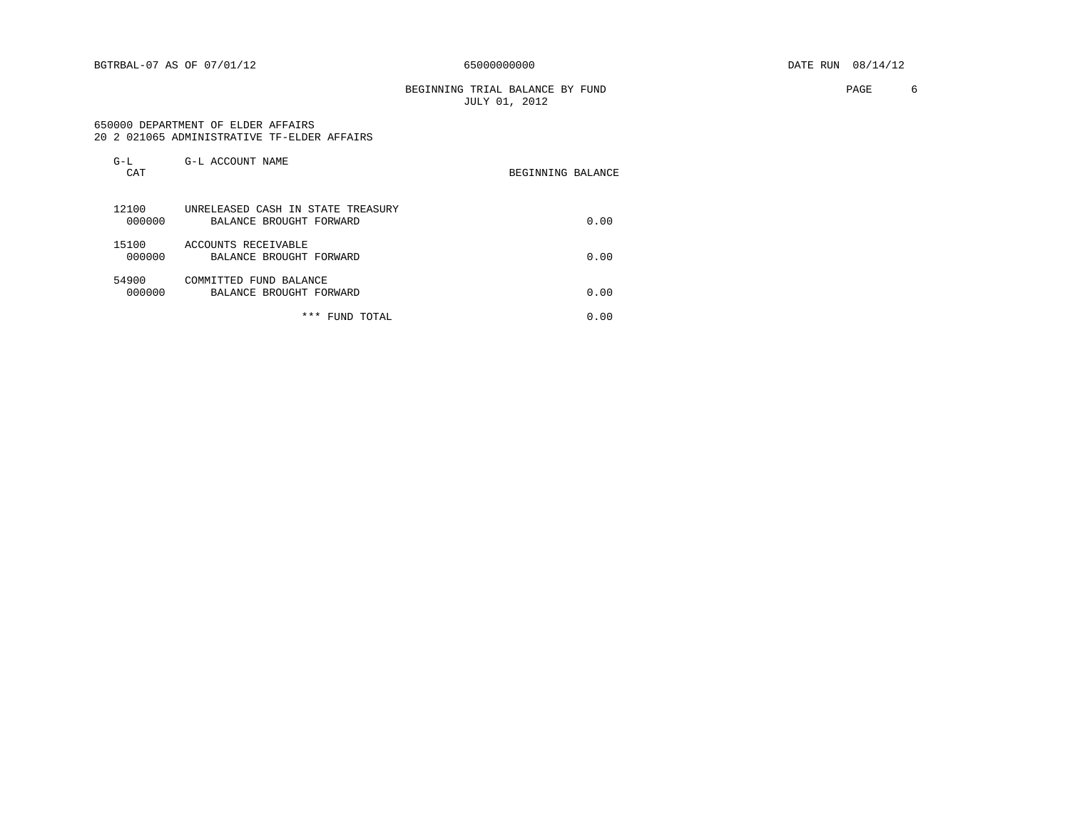BGTRBAL-07 AS OF 07/01/12 65000000000 DATE RUN 08/14/12

BEGINNING TRIAL BALANCE BY FUND
JULY 01, 2012

650000 DEPARTMENT OF ELDER AFFAIRS
20 2 021065 ADMINISTRATIVE TF-ELDER AFFAIRS

| G-L CAT | G-L ACCOUNT NAME | BEGINNING BALANCE |
|---|---|---|
| 12100 | UNRELEASED CASH IN STATE TREASURY | |
| 000000 | BALANCE BROUGHT FORWARD | 0.00 |
| 15100 | ACCOUNTS RECEIVABLE | |
| 000000 | BALANCE BROUGHT FORWARD | 0.00 |
| 54900 | COMMITTED FUND BALANCE | |
| 000000 | BALANCE BROUGHT FORWARD | 0.00 |
| | *** FUND TOTAL | 0.00 |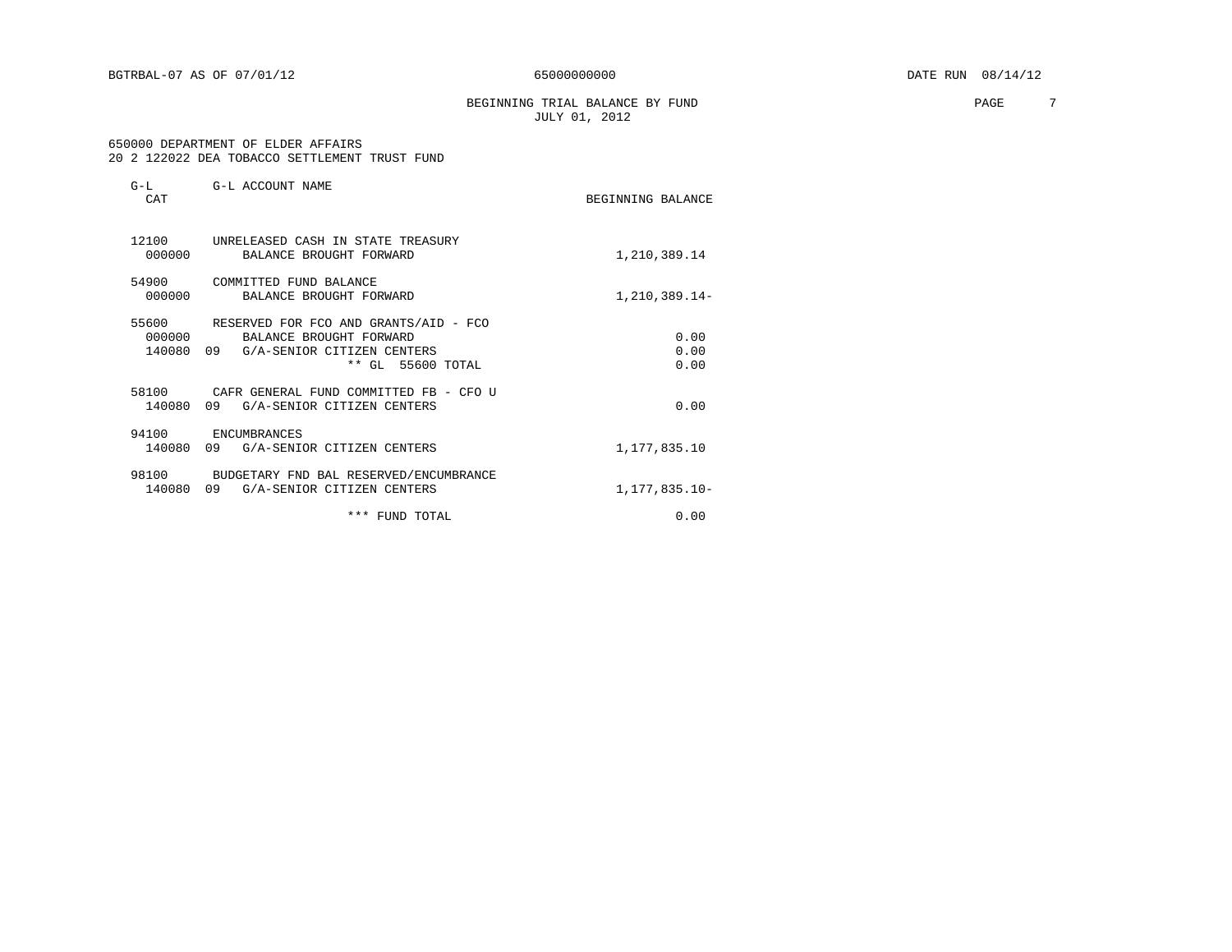BGTRBAL-07 AS OF 07/01/12 65000000000 DATE RUN 08/14/12

BEGINNING TRIAL BALANCE BY FUND
JULY 01, 2012

650000 DEPARTMENT OF ELDER AFFAIRS
20 2 122022 DEA TOBACCO SETTLEMENT TRUST FUND

| G-L CAT | G-L ACCOUNT NAME | BEGINNING BALANCE |
|---|---|---|
| 12100 | UNRELEASED CASH IN STATE TREASURY | |
| 000000 | BALANCE BROUGHT FORWARD | 1,210,389.14 |
| 54900 | COMMITTED FUND BALANCE | |
| 000000 | BALANCE BROUGHT FORWARD | 1,210,389.14- |
| 55600 | RESERVED FOR FCO AND GRANTS/AID - FCO | |
| 000000 | BALANCE BROUGHT FORWARD | 0.00 |
| 140080 09 | G/A-SENIOR CITIZEN CENTERS | 0.00 |
| | ** GL 55600 TOTAL | 0.00 |
| 58100 | CAFR GENERAL FUND COMMITTED FB - CFO U | |
| 140080 09 | G/A-SENIOR CITIZEN CENTERS | 0.00 |
| 94100 | ENCUMBRANCES | |
| 140080 09 | G/A-SENIOR CITIZEN CENTERS | 1,177,835.10 |
| 98100 | BUDGETARY FND BAL RESERVED/ENCUMBRANCE | |
| 140080 09 | G/A-SENIOR CITIZEN CENTERS | 1,177,835.10- |
| | *** FUND TOTAL | 0.00 |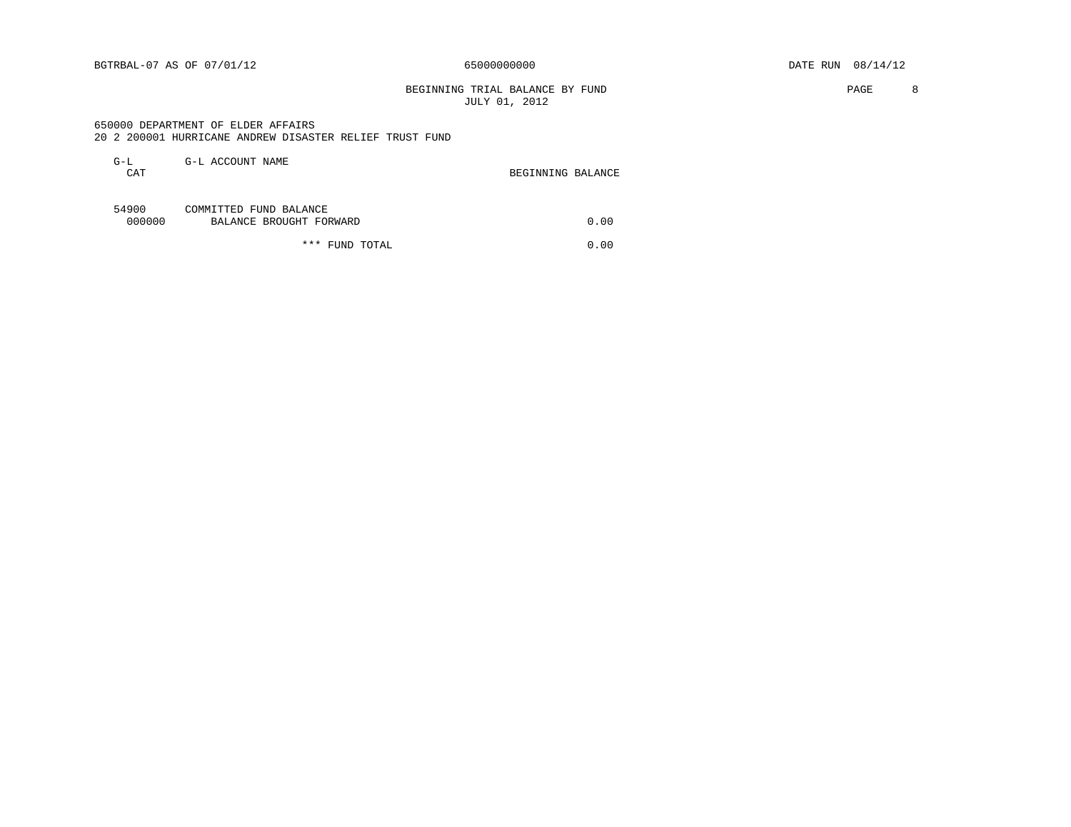BGTRBAL-07 AS OF 07/01/12 65000000000 DATE RUN 08/14/12

BEGINNING TRIAL BALANCE BY FUND
JULY 01, 2012

650000 DEPARTMENT OF ELDER AFFAIRS
20 2 200001 HURRICANE ANDREW DISASTER RELIEF TRUST FUND

| G-L CAT | G-L ACCOUNT NAME | BEGINNING BALANCE |
|---|---|---|
| 54900 | COMMITTED FUND BALANCE | |
| 000000 | BALANCE BROUGHT FORWARD | 0.00 |
| | *** FUND TOTAL | 0.00 |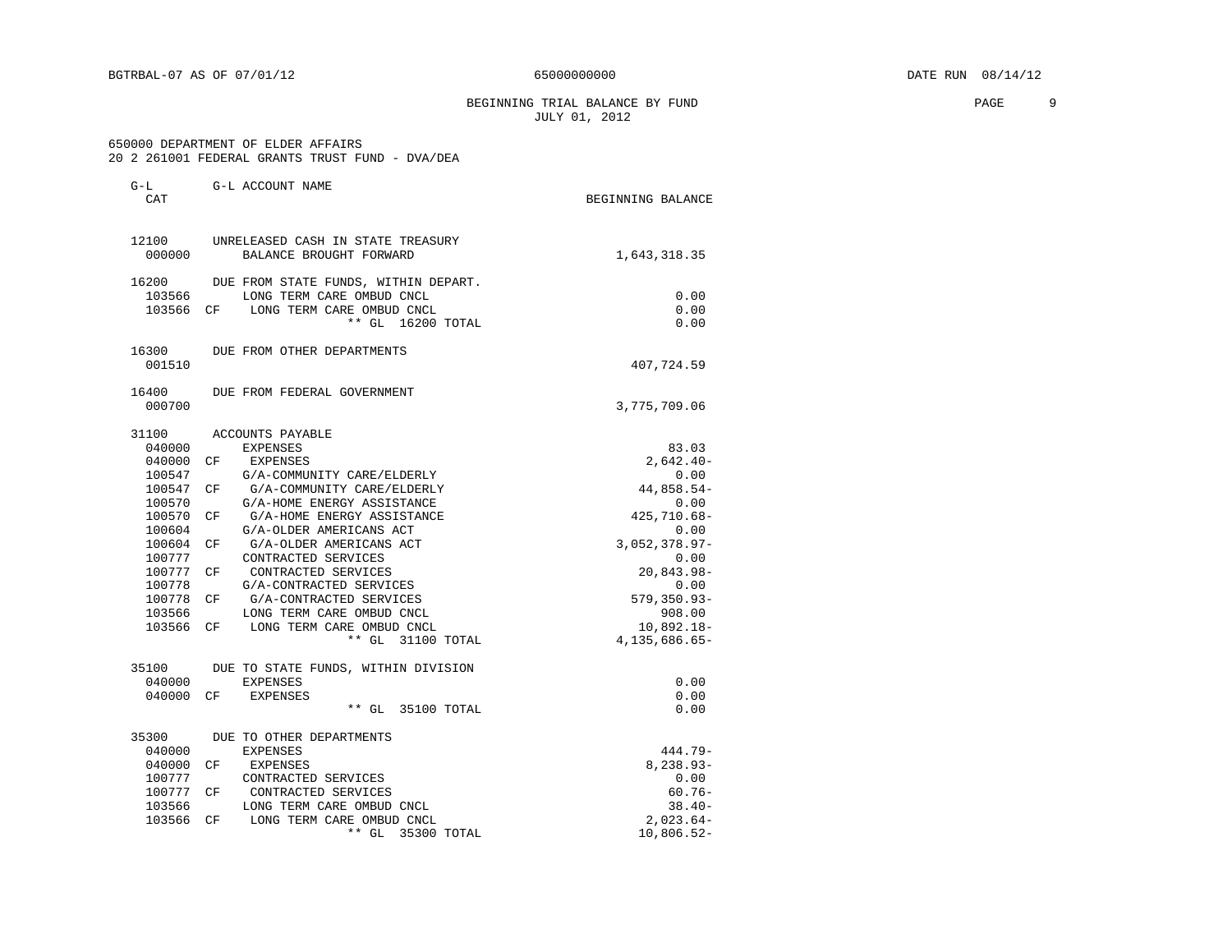BGTRBAL-07 AS OF 07/01/12 65000000000 DATE RUN 08/14/12

BEGINNING TRIAL BALANCE BY FUND
JULY 01, 2012

650000 DEPARTMENT OF ELDER AFFAIRS
20 2 261001 FEDERAL GRANTS TRUST FUND - DVA/DEA

| G-L CAT | | G-L ACCOUNT NAME | BEGINNING BALANCE |
|---|---|---|---|
| 12100 | | UNRELEASED CASH IN STATE TREASURY | |
| 000000 | | BALANCE BROUGHT FORWARD | 1,643,318.35 |
| 16200 | | DUE FROM STATE FUNDS, WITHIN DEPART. | |
| 103566 | | LONG TERM CARE OMBUD CNCL | 0.00 |
| 103566 | CF | LONG TERM CARE OMBUD CNCL | 0.00 |
| | | ** GL 16200 TOTAL | 0.00 |
| 16300 | | DUE FROM OTHER DEPARTMENTS | |
| 001510 | | | 407,724.59 |
| 16400 | | DUE FROM FEDERAL GOVERNMENT | |
| 000700 | | | 3,775,709.06 |
| 31100 | | ACCOUNTS PAYABLE | |
| 040000 | | EXPENSES | 83.03 |
| 040000 | CF | EXPENSES | 2,642.40- |
| 100547 | | G/A-COMMUNITY CARE/ELDERLY | 0.00 |
| 100547 | CF | G/A-COMMUNITY CARE/ELDERLY | 44,858.54- |
| 100570 | | G/A-HOME ENERGY ASSISTANCE | 0.00 |
| 100570 | CF | G/A-HOME ENERGY ASSISTANCE | 425,710.68- |
| 100604 | | G/A-OLDER AMERICANS ACT | 0.00 |
| 100604 | CF | G/A-OLDER AMERICANS ACT | 3,052,378.97- |
| 100777 | | CONTRACTED SERVICES | 0.00 |
| 100777 | CF | CONTRACTED SERVICES | 20,843.98- |
| 100778 | | G/A-CONTRACTED SERVICES | 0.00 |
| 100778 | CF | G/A-CONTRACTED SERVICES | 579,350.93- |
| 103566 | | LONG TERM CARE OMBUD CNCL | 908.00 |
| 103566 | CF | LONG TERM CARE OMBUD CNCL | 10,892.18- |
| | | ** GL 31100 TOTAL | 4,135,686.65- |
| 35100 | | DUE TO STATE FUNDS, WITHIN DIVISION | |
| 040000 | | EXPENSES | 0.00 |
| 040000 | CF | EXPENSES | 0.00 |
| | | ** GL 35100 TOTAL | 0.00 |
| 35300 | | DUE TO OTHER DEPARTMENTS | |
| 040000 | | EXPENSES | 444.79- |
| 040000 | CF | EXPENSES | 8,238.93- |
| 100777 | | CONTRACTED SERVICES | 0.00 |
| 100777 | CF | CONTRACTED SERVICES | 60.76- |
| 103566 | | LONG TERM CARE OMBUD CNCL | 38.40- |
| 103566 | CF | LONG TERM CARE OMBUD CNCL | 2,023.64- |
| | | ** GL 35300 TOTAL | 10,806.52- |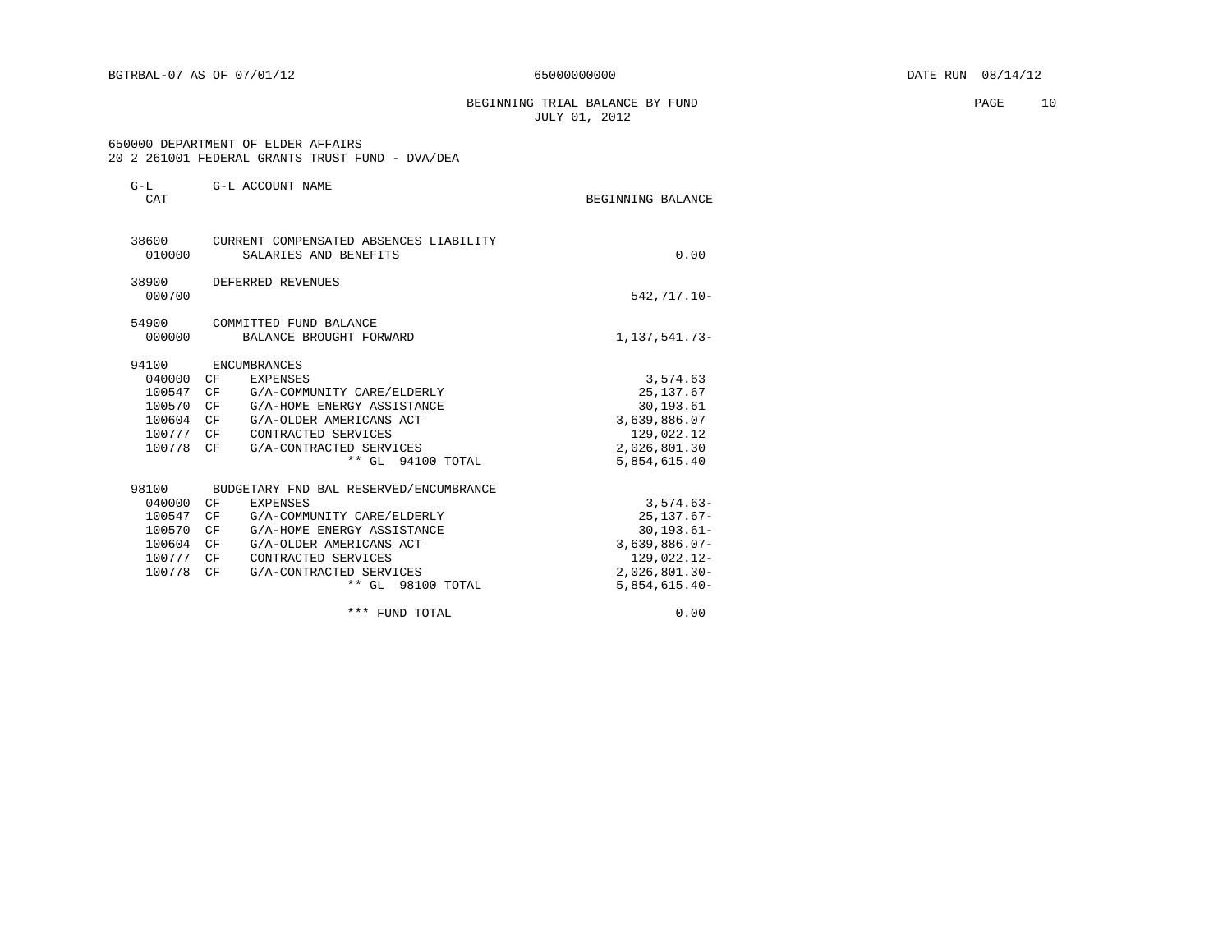BGTRBAL-07 AS OF 07/01/12 65000000000 DATE RUN 08/14/12

BEGINNING TRIAL BALANCE BY FUND
JULY 01, 2012

650000 DEPARTMENT OF ELDER AFFAIRS
20 2 261001 FEDERAL GRANTS TRUST FUND - DVA/DEA

| G-L CAT | | G-L ACCOUNT NAME | BEGINNING BALANCE |
|---|---|---|---|
| 38600 | | CURRENT COMPENSATED ABSENCES LIABILITY | |
| 010000 | | SALARIES AND BENEFITS | 0.00 |
| 38900 | | DEFERRED REVENUES | |
| 000700 | | | 542,717.10- |
| 54900 | | COMMITTED FUND BALANCE | |
| 000000 | | BALANCE BROUGHT FORWARD | 1,137,541.73- |
| 94100 | | ENCUMBRANCES | |
| 040000 | CF | EXPENSES | 3,574.63 |
| 100547 | CF | G/A-COMMUNITY CARE/ELDERLY | 25,137.67 |
| 100570 | CF | G/A-HOME ENERGY ASSISTANCE | 30,193.61 |
| 100604 | CF | G/A-OLDER AMERICANS ACT | 3,639,886.07 |
| 100777 | CF | CONTRACTED SERVICES | 129,022.12 |
| 100778 | CF | G/A-CONTRACTED SERVICES | 2,026,801.30 |
| | | ** GL 94100 TOTAL | 5,854,615.40 |
| 98100 | | BUDGETARY FND BAL RESERVED/ENCUMBRANCE | |
| 040000 | CF | EXPENSES | 3,574.63- |
| 100547 | CF | G/A-COMMUNITY CARE/ELDERLY | 25,137.67- |
| 100570 | CF | G/A-HOME ENERGY ASSISTANCE | 30,193.61- |
| 100604 | CF | G/A-OLDER AMERICANS ACT | 3,639,886.07- |
| 100777 | CF | CONTRACTED SERVICES | 129,022.12- |
| 100778 | CF | G/A-CONTRACTED SERVICES | 2,026,801.30- |
| | | ** GL 98100 TOTAL | 5,854,615.40- |
| | | *** FUND TOTAL | 0.00 |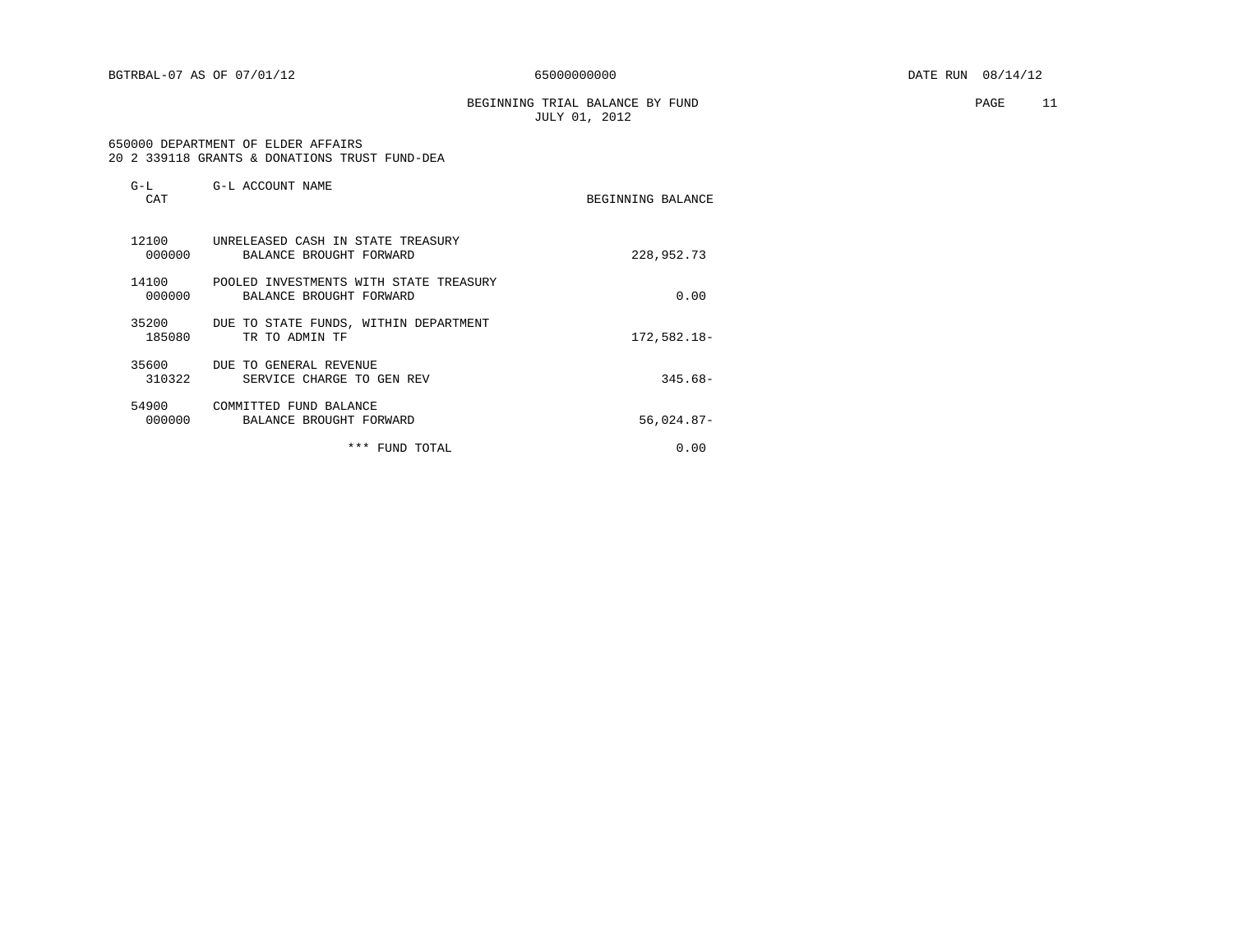BGTRBAL-07 AS OF 07/01/12 65000000000 DATE RUN 08/14/12

BEGINNING TRIAL BALANCE BY FUND
JULY 01, 2012

650000 DEPARTMENT OF ELDER AFFAIRS
20 2 339118 GRANTS & DONATIONS TRUST FUND-DEA

| G-L CAT | G-L ACCOUNT NAME | BEGINNING BALANCE |
|---|---|---|
| 12100 | UNRELEASED CASH IN STATE TREASURY | |
| 000000 | BALANCE BROUGHT FORWARD | 228,952.73 |
| 14100 | POOLED INVESTMENTS WITH STATE TREASURY | |
| 000000 | BALANCE BROUGHT FORWARD | 0.00 |
| 35200 | DUE TO STATE FUNDS, WITHIN DEPARTMENT | |
| 185080 | TR TO ADMIN TF | 172,582.18- |
| 35600 | DUE TO GENERAL REVENUE | |
| 310322 | SERVICE CHARGE TO GEN REV | 345.68- |
| 54900 | COMMITTED FUND BALANCE | |
| 000000 | BALANCE BROUGHT FORWARD | 56,024.87- |
| | *** FUND TOTAL | 0.00 |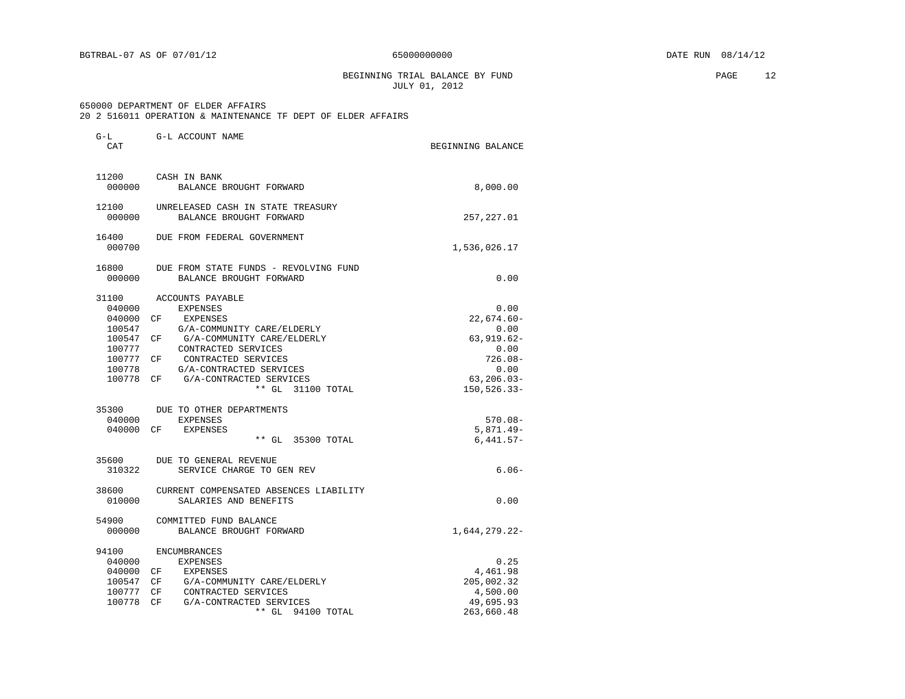BEGINNING TRIAL BALANCE BY FUND
JULY 01, 2012

650000 DEPARTMENT OF ELDER AFFAIRS
20 2 516011 OPERATION & MAINTENANCE TF DEPT OF ELDER AFFAIRS

| G-L CAT | | G-L ACCOUNT NAME | BEGINNING BALANCE |
|---|---|---|---|
| 11200 | | CASH IN BANK | |
| 000000 | | BALANCE BROUGHT FORWARD | 8,000.00 |
| 12100 | | UNRELEASED CASH IN STATE TREASURY | |
| 000000 | | BALANCE BROUGHT FORWARD | 257,227.01 |
| 16400 | | DUE FROM FEDERAL GOVERNMENT | |
| 000700 | | | 1,536,026.17 |
| 16800 | | DUE FROM STATE FUNDS - REVOLVING FUND | |
| 000000 | | BALANCE BROUGHT FORWARD | 0.00 |
| 31100 | | ACCOUNTS PAYABLE | |
| 040000 | | EXPENSES | 0.00 |
| 040000 | CF | EXPENSES | 22,674.60- |
| 100547 | | G/A-COMMUNITY CARE/ELDERLY | 0.00 |
| 100547 | CF | G/A-COMMUNITY CARE/ELDERLY | 63,919.62- |
| 100777 | | CONTRACTED SERVICES | 0.00 |
| 100777 | CF | CONTRACTED SERVICES | 726.08- |
| 100778 | | G/A-CONTRACTED SERVICES | 0.00 |
| 100778 | CF | G/A-CONTRACTED SERVICES | 63,206.03- |
| | | ** GL 31100 TOTAL | 150,526.33- |
| 35300 | | DUE TO OTHER DEPARTMENTS | |
| 040000 | | EXPENSES | 570.08- |
| 040000 | CF | EXPENSES | 5,871.49- |
| | | ** GL 35300 TOTAL | 6,441.57- |
| 35600 | | DUE TO GENERAL REVENUE | |
| 310322 | | SERVICE CHARGE TO GEN REV | 6.06- |
| 38600 | | CURRENT COMPENSATED ABSENCES LIABILITY | |
| 010000 | | SALARIES AND BENEFITS | 0.00 |
| 54900 | | COMMITTED FUND BALANCE | |
| 000000 | | BALANCE BROUGHT FORWARD | 1,644,279.22- |
| 94100 | | ENCUMBRANCES | |
| 040000 | | EXPENSES | 0.25 |
| 040000 | CF | EXPENSES | 4,461.98 |
| 100547 | CF | G/A-COMMUNITY CARE/ELDERLY | 205,002.32 |
| 100777 | CF | CONTRACTED SERVICES | 4,500.00 |
| 100778 | CF | G/A-CONTRACTED SERVICES | 49,695.93 |
| | | ** GL 94100 TOTAL | 263,660.48 |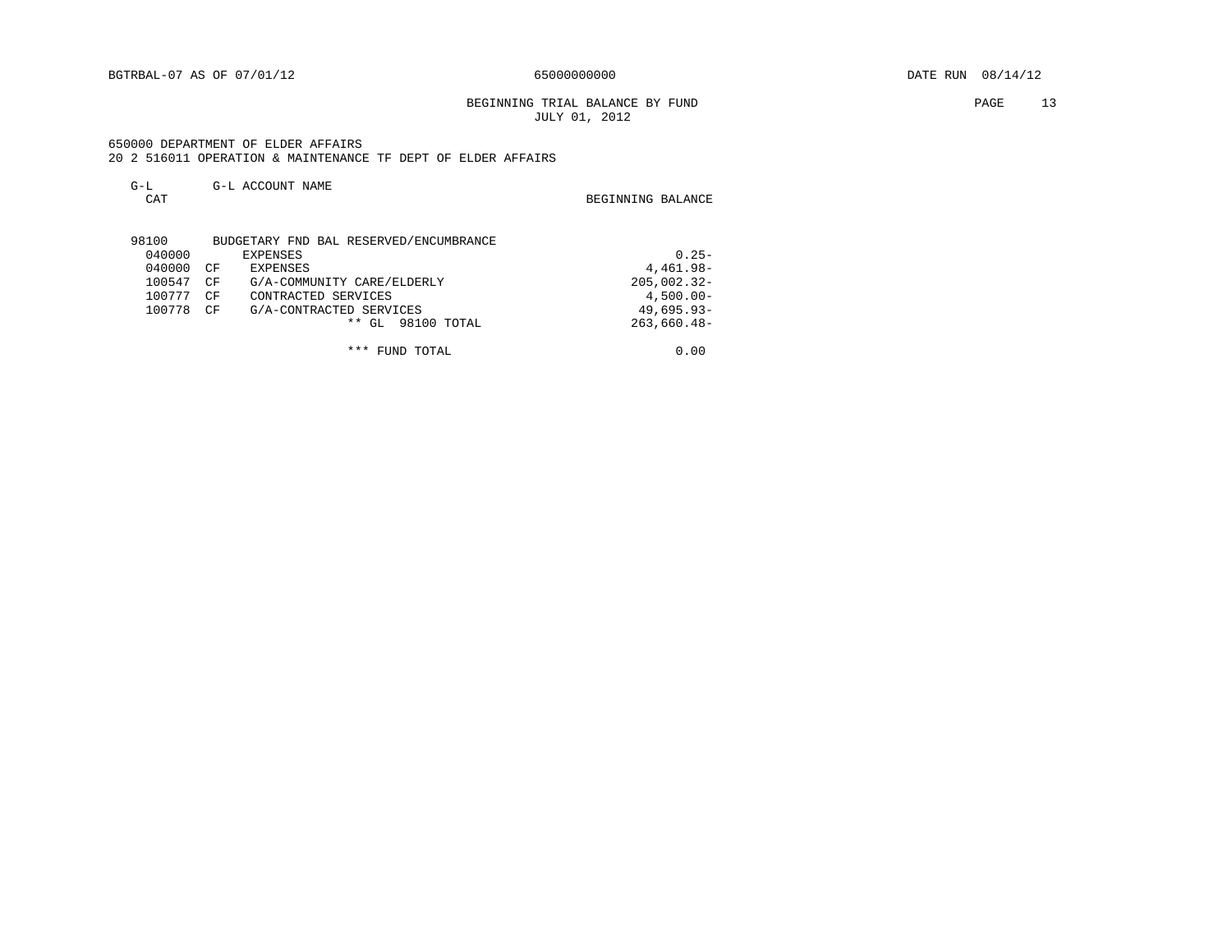BGTRBAL-07 AS OF 07/01/12 65000000000 DATE RUN 08/14/12

BEGINNING TRIAL BALANCE BY FUND
JULY 01, 2012

650000 DEPARTMENT OF ELDER AFFAIRS
20 2 516011 OPERATION & MAINTENANCE TF DEPT OF ELDER AFFAIRS

| G-L CAT | | G-L ACCOUNT NAME | BEGINNING BALANCE |
|---|---|---|---|
| 98100 | | BUDGETARY FND BAL RESERVED/ENCUMBRANCE | |
| 040000 | | EXPENSES | 0.25- |
| 040000 | CF | EXPENSES | 4,461.98- |
| 100547 | CF | G/A-COMMUNITY CARE/ELDERLY | 205,002.32- |
| 100777 | CF | CONTRACTED SERVICES | 4,500.00- |
| 100778 | CF | G/A-CONTRACTED SERVICES | 49,695.93- |
| | | ** GL 98100 TOTAL | 263,660.48- |
| | | *** FUND TOTAL | 0.00 |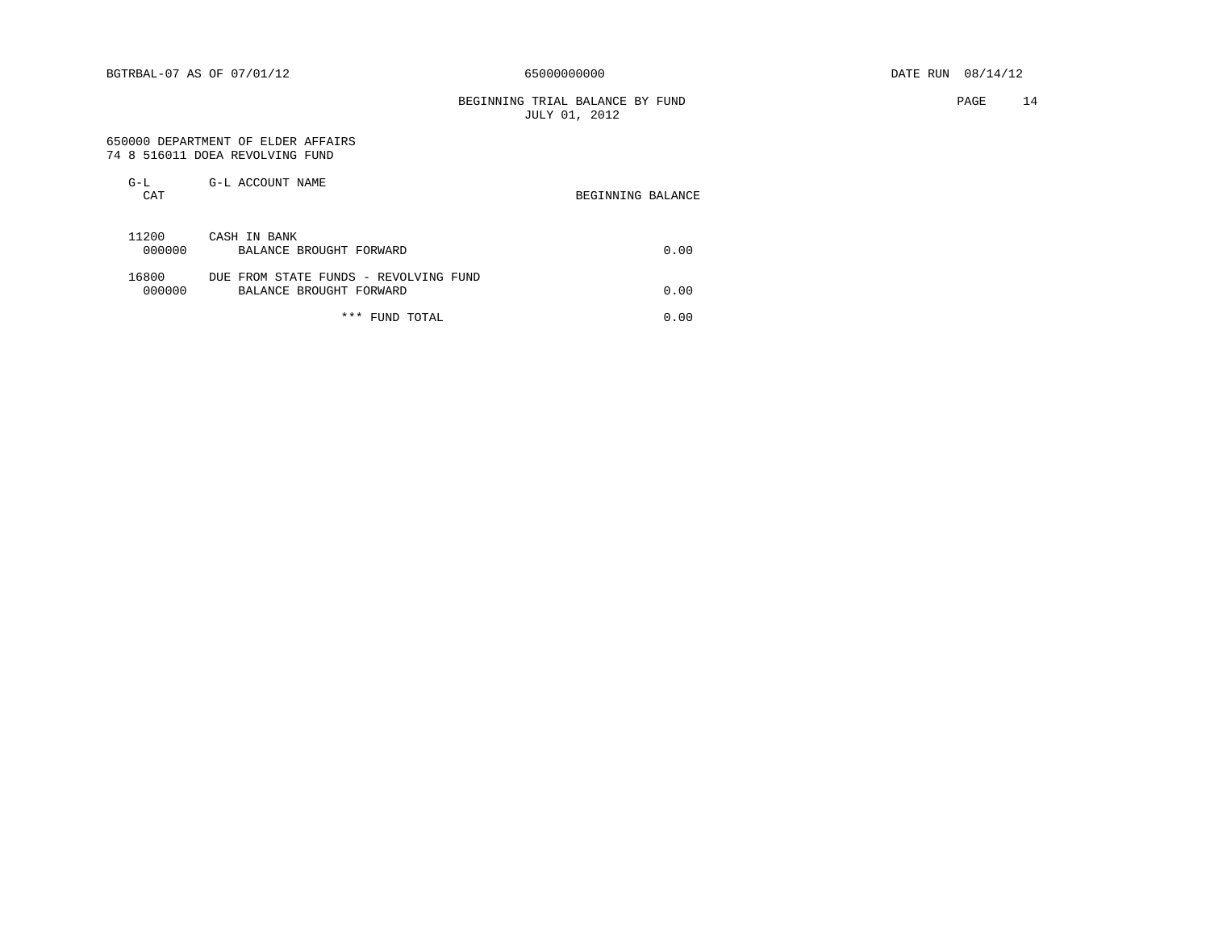BGTRBAL-07 AS OF 07/01/12 65000000000 DATE RUN 08/14/12

BEGINNING TRIAL BALANCE BY FUND
JULY 01, 2012

650000 DEPARTMENT OF ELDER AFFAIRS
74 8 516011 DOEA REVOLVING FUND

| G-L CAT | G-L ACCOUNT NAME | BEGINNING BALANCE |
|---|---|---|
| 11200 | CASH IN BANK | |
| 000000 | BALANCE BROUGHT FORWARD | 0.00 |
| 16800 | DUE FROM STATE FUNDS - REVOLVING FUND | |
| 000000 | BALANCE BROUGHT FORWARD | 0.00 |
| | *** FUND TOTAL | 0.00 |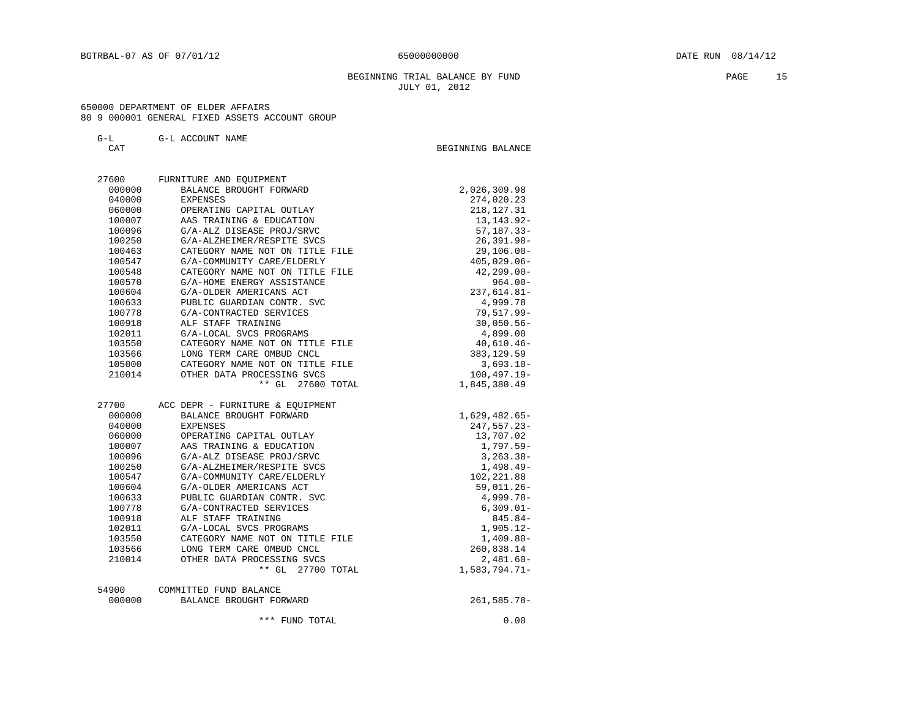BGTRBAL-07 AS OF 07/01/12 — 65000000000 — DATE RUN 08/14/12

## BEGINNING TRIAL BALANCE BY FUND
### JULY 01, 2012

650000 DEPARTMENT OF ELDER AFFAIRS
80 9 000001 GENERAL FIXED ASSETS ACCOUNT GROUP

| G-L CAT | G-L ACCOUNT NAME | BEGINNING BALANCE |
|---|---|---|
| 27600 | FURNITURE AND EQUIPMENT | |
| 000000 | BALANCE BROUGHT FORWARD | 2,026,309.98 |
| 040000 | EXPENSES | 274,020.23 |
| 060000 | OPERATING CAPITAL OUTLAY | 218,127.31 |
| 100007 | AAS TRAINING & EDUCATION | 13,143.92- |
| 100096 | G/A-ALZ DISEASE PROJ/SRVC | 57,187.33- |
| 100250 | G/A-ALZHEIMER/RESPITE SVCS | 26,391.98- |
| 100463 | CATEGORY NAME NOT ON TITLE FILE | 29,106.00- |
| 100547 | G/A-COMMUNITY CARE/ELDERLY | 405,029.06- |
| 100548 | CATEGORY NAME NOT ON TITLE FILE | 42,299.00- |
| 100570 | G/A-HOME ENERGY ASSISTANCE | 964.00- |
| 100604 | G/A-OLDER AMERICANS ACT | 237,614.81- |
| 100633 | PUBLIC GUARDIAN CONTR. SVC | 4,999.78 |
| 100778 | G/A-CONTRACTED SERVICES | 79,517.99- |
| 100918 | ALF STAFF TRAINING | 30,050.56- |
| 102011 | G/A-LOCAL SVCS PROGRAMS | 4,899.00 |
| 103550 | CATEGORY NAME NOT ON TITLE FILE | 40,610.46- |
| 103566 | LONG TERM CARE OMBUD CNCL | 383,129.59 |
| 105000 | CATEGORY NAME NOT ON TITLE FILE | 3,693.10- |
| 210014 | OTHER DATA PROCESSING SVCS | 100,497.19- |
| | ** GL 27600 TOTAL | 1,845,380.49 |
| 27700 | ACC DEPR - FURNITURE & EQUIPMENT | |
| 000000 | BALANCE BROUGHT FORWARD | 1,629,482.65- |
| 040000 | EXPENSES | 247,557.23- |
| 060000 | OPERATING CAPITAL OUTLAY | 13,707.02 |
| 100007 | AAS TRAINING & EDUCATION | 1,797.59- |
| 100096 | G/A-ALZ DISEASE PROJ/SRVC | 3,263.38- |
| 100250 | G/A-ALZHEIMER/RESPITE SVCS | 1,498.49- |
| 100547 | G/A-COMMUNITY CARE/ELDERLY | 102,221.88 |
| 100604 | G/A-OLDER AMERICANS ACT | 59,011.26- |
| 100633 | PUBLIC GUARDIAN CONTR. SVC | 4,999.78- |
| 100778 | G/A-CONTRACTED SERVICES | 6,309.01- |
| 100918 | ALF STAFF TRAINING | 845.84- |
| 102011 | G/A-LOCAL SVCS PROGRAMS | 1,905.12- |
| 103550 | CATEGORY NAME NOT ON TITLE FILE | 1,409.80- |
| 103566 | LONG TERM CARE OMBUD CNCL | 260,838.14 |
| 210014 | OTHER DATA PROCESSING SVCS | 2,481.60- |
| | ** GL 27700 TOTAL | 1,583,794.71- |
| 54900 | COMMITTED FUND BALANCE | |
| 000000 | BALANCE BROUGHT FORWARD | 261,585.78- |
| | *** FUND TOTAL | 0.00 |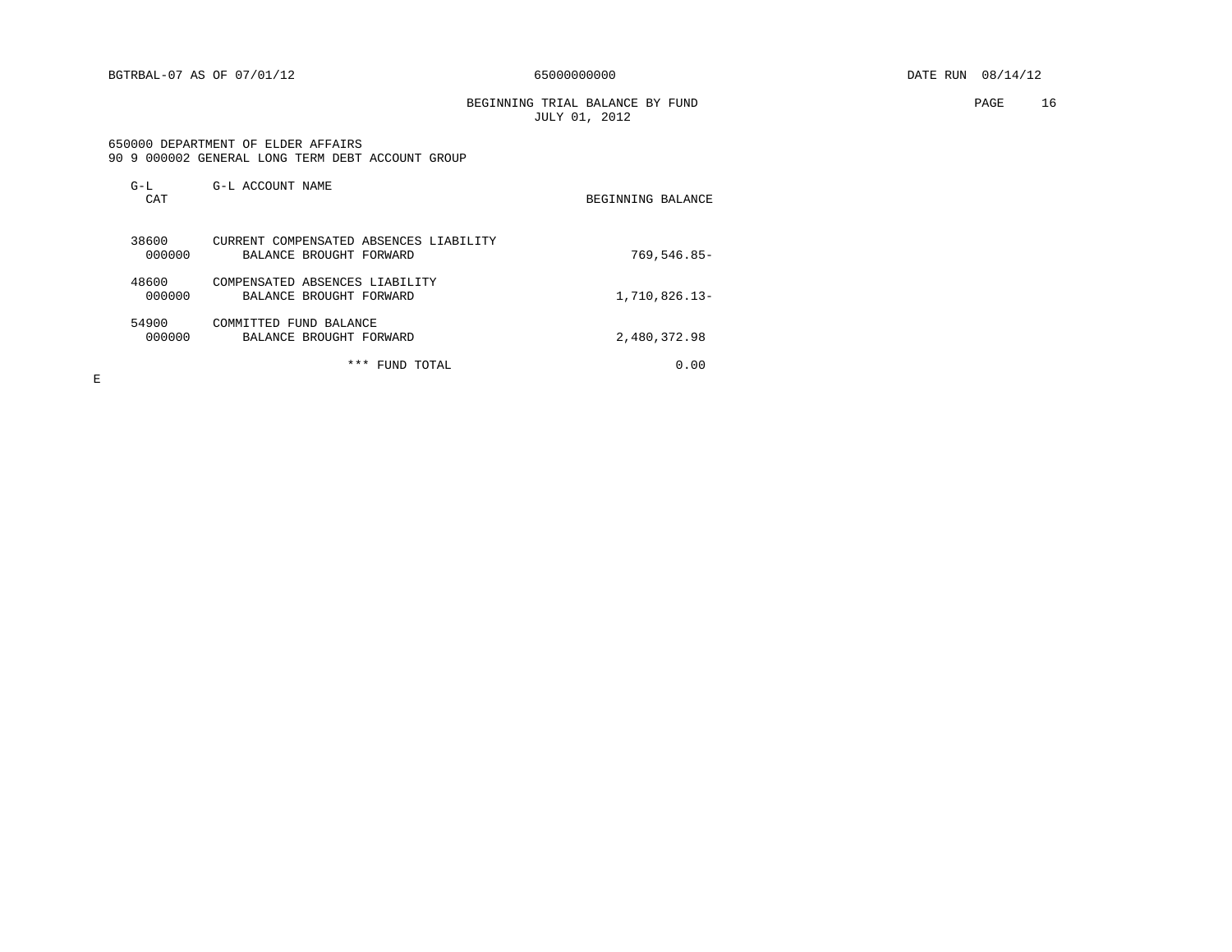BGTRBAL-07 AS OF 07/01/12 65000000000 DATE RUN 08/14/12

BEGINNING TRIAL BALANCE BY FUND
JULY 01, 2012

650000 DEPARTMENT OF ELDER AFFAIRS
90 9 000002 GENERAL LONG TERM DEBT ACCOUNT GROUP

| G-L CAT | G-L ACCOUNT NAME | BEGINNING BALANCE |
|---|---|---|
| 38600 | CURRENT COMPENSATED ABSENCES LIABILITY | |
| 000000 | BALANCE BROUGHT FORWARD | 769,546.85- |
| 48600 | COMPENSATED ABSENCES LIABILITY | |
| 000000 | BALANCE BROUGHT FORWARD | 1,710,826.13- |
| 54900 | COMMITTED FUND BALANCE | |
| 000000 | BALANCE BROUGHT FORWARD | 2,480,372.98 |
| | *** FUND TOTAL | 0.00 |

E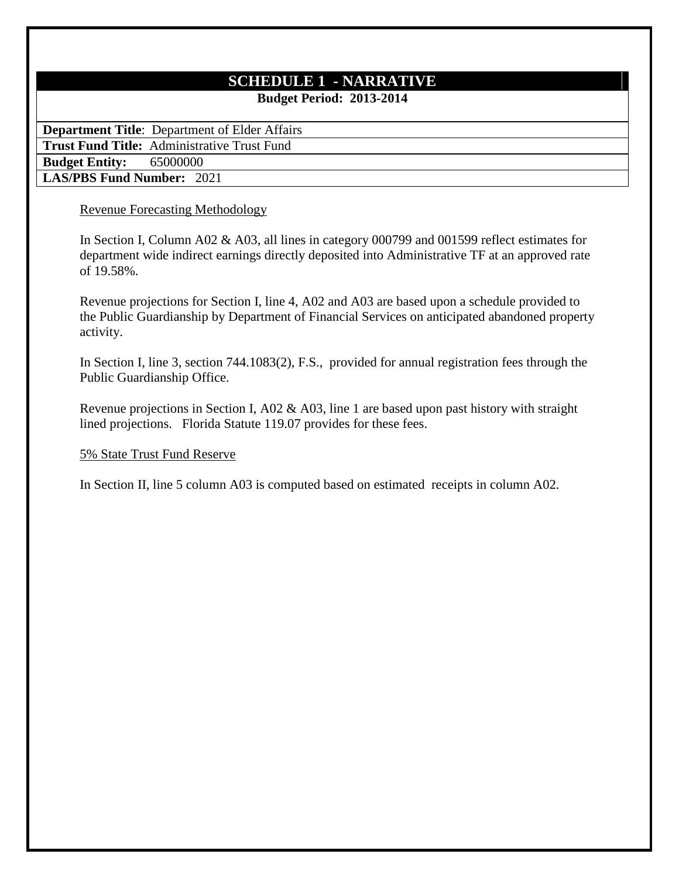# SCHEDULE 1 - NARRATIVE

**Budget Period: 2013-2014**

**Department Title**: Department of Elder Affairs
**Trust Fund Title:** Administrative Trust Fund
**Budget Entity:** 65000000
**LAS/PBS Fund Number:** 2021

Revenue Forecasting Methodology

In Section I, Column A02 & A03, all lines in category 000799 and 001599 reflect estimates for department wide indirect earnings directly deposited into Administrative TF at an approved rate of 19.58%.

Revenue projections for Section I, line 4, A02 and A03 are based upon a schedule provided to the Public Guardianship by Department of Financial Services on anticipated abandoned property activity.

In Section I, line 3, section 744.1083(2), F.S., provided for annual registration fees through the Public Guardianship Office.

Revenue projections in Section I, A02 & A03, line 1 are based upon past history with straight lined projections. Florida Statute 119.07 provides for these fees.

5% State Trust Fund Reserve

In Section II, line 5 column A03 is computed based on estimated receipts in column A02.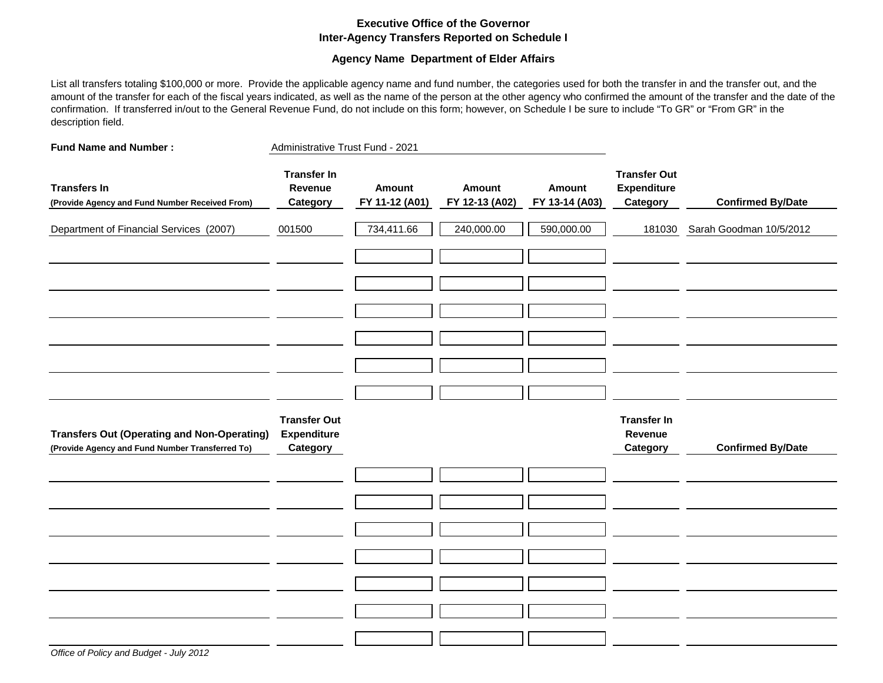**Executive Office of the Governor**
**Inter-Agency Transfers Reported on Schedule I**

**Agency Name Department of Elder Affairs**

List all transfers totaling $100,000 or more. Provide the applicable agency name and fund number, the categories used for both the transfer in and the transfer out, and the amount of the transfer for each of the fiscal years indicated, as well as the name of the person at the other agency who confirmed the amount of the transfer and the date of the confirmation. If transferred in/out to the General Revenue Fund, do not include on this form; however, on Schedule I be sure to include "To GR" or "From GR" in the description field.

**Fund Name and Number :** Administrative Trust Fund - 2021

| **Transfers In** (Provide Agency and Fund Number Received From) | **Transfer In Revenue Category** | **Amount FY 11-12 (A01)** | **Amount FY 12-13 (A02)** | **Amount FY 13-14 (A03)** | **Transfer Out Expenditure Category** | **Confirmed By/Date** |
|---|---|---|---|---|---|---|
| Department of Financial Services (2007) | 001500 | 734,411.66 | 240,000.00 | 590,000.00 | 181030 | Sarah Goodman 10/5/2012 |
| | | | | | | |
| | | | | | | |
| | | | | | | |
| | | | | | | |
| | | | | | | |
| | | | | | | |

| **Transfers Out (Operating and Non-Operating)** (Provide Agency and Fund Number Transferred To) | **Transfer Out Expenditure Category** | | | | **Transfer In Revenue Category** | **Confirmed By/Date** |
|---|---|---|---|---|---|---|
| | | | | | | |
| | | | | | | |
| | | | | | | |
| | | | | | | |
| | | | | | | |
| | | | | | | |
| | | | | | | |

*Office of Policy and Budget - July 2012*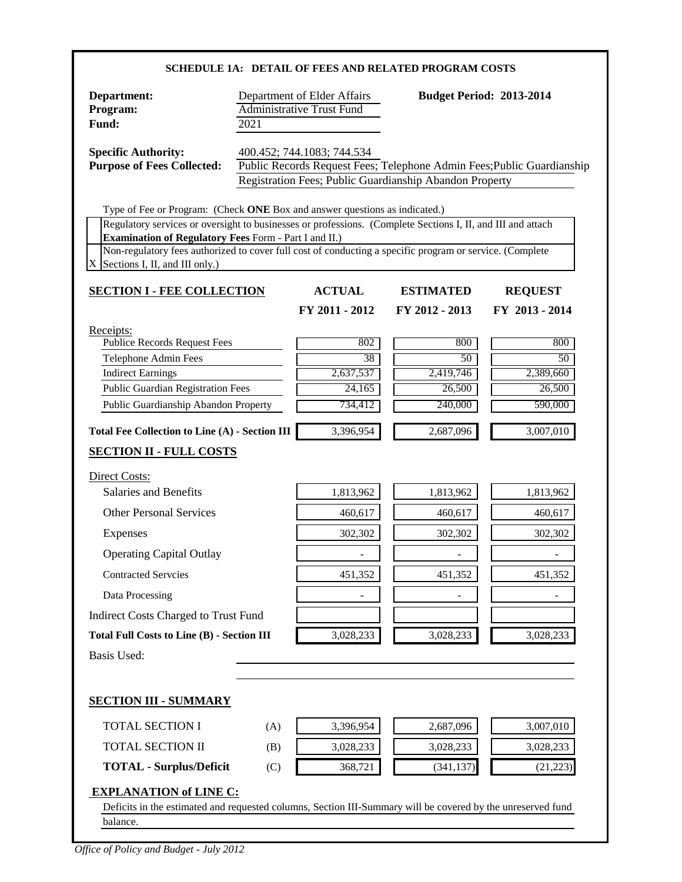## SCHEDULE 1A: DETAIL OF FEES AND RELATED PROGRAM COSTS

**Department:** Department of Elder Affairs
**Program:** Administrative Trust Fund
**Fund:** 2021

**Budget Period: 2013-2014**

**Specific Authority:** 400.452; 744.1083; 744.534

**Purpose of Fees Collected:** Public Records Request Fees; Telephone Admin Fees;Public Guardianship Registration Fees; Public Guardianship Abandon Property

Type of Fee or Program: (Check **ONE** Box and answer questions as indicated.)

| | |
|---|---|
| | Regulatory services or oversight to businesses or professions. (Complete Sections I, II, and III and attach **Examination of Regulatory Fees** Form - Part I and II.) |
| X | Non-regulatory fees authorized to cover full cost of conducting a specific program or service. (Complete Sections I, II, and III only.) |

| **SECTION I - FEE COLLECTION** | **ACTUAL FY 2011 - 2012** | **ESTIMATED FY 2012 - 2013** | **REQUEST FY 2013 - 2014** |
|---|---|---|---|
| Receipts: | | | |
| Publice Records Request Fees | 802 | 800 | 800 |
| Telephone Admin Fees | 38 | 50 | 50 |
| Indirect Earnings | 2,637,537 | 2,419,746 | 2,389,660 |
| Public Guardian Registration Fees | 24,165 | 26,500 | 26,500 |
| Public Guardianship Abandon Property | 734,412 | 240,000 | 590,000 |
| **Total Fee Collection to Line (A) - Section III** | 3,396,954 | 2,687,096 | 3,007,010 |
| **SECTION II - FULL COSTS** | | | |
| Direct Costs: | | | |
| Salaries and Benefits | 1,813,962 | 1,813,962 | 1,813,962 |
| Other Personal Services | 460,617 | 460,617 | 460,617 |
| Expenses | 302,302 | 302,302 | 302,302 |
| Operating Capital Outlay | - | - | - |
| Contracted Servcies | 451,352 | 451,352 | 451,352 |
| Data Processing | - | - | - |
| Indirect Costs Charged to Trust Fund | | | |
| **Total Full Costs to Line (B) - Section III** | 3,028,233 | 3,028,233 | 3,028,233 |

Basis Used:

**SECTION III - SUMMARY**

| | | | | |
|---|---|---|---|---|
| TOTAL SECTION I | (A) | 3,396,954 | 2,687,096 | 3,007,010 |
| TOTAL SECTION II | (B) | 3,028,233 | 3,028,233 | 3,028,233 |
| **TOTAL - Surplus/Deficit** | (C) | 368,721 | (341,137) | (21,223) |

**EXPLANATION of LINE C:**

Deficits in the estimated and requested columns, Section III-Summary will be covered by the unreserved fund balance.

*Office of Policy and Budget - July 2012*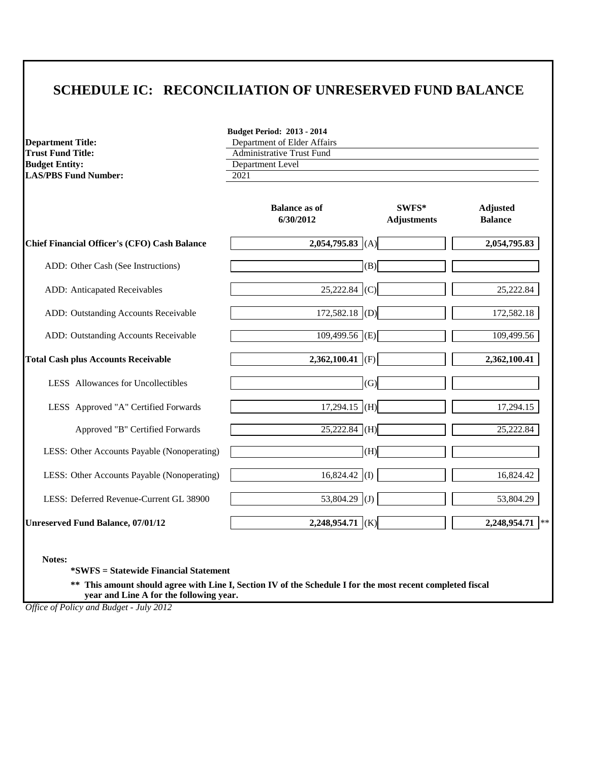# SCHEDULE IC: RECONCILIATION OF UNRESERVED FUND BALANCE

**Budget Period: 2013 - 2014**

| | |
|---|---|
| **Department Title:** | Department of Elder Affairs |
| **Trust Fund Title:** | Administrative Trust Fund |
| **Budget Entity:** | Department Level |
| **LAS/PBS Fund Number:** | 2021 |

| | Balance as of 6/30/2012 | | SWFS* Adjustments | Adjusted Balance |
|---|---|---|---|---|
| **Chief Financial Officer's (CFO) Cash Balance** | **2,054,795.83** | (A) | | **2,054,795.83** |
| ADD: Other Cash (See Instructions) | | (B) | | |
| ADD: Anticapated Receivables | 25,222.84 | (C) | | 25,222.84 |
| ADD: Outstanding Accounts Receivable | 172,582.18 | (D) | | 172,582.18 |
| ADD: Outstanding Accounts Receivable | 109,499.56 | (E) | | 109,499.56 |
| **Total Cash plus Accounts Receivable** | **2,362,100.41** | (F) | | **2,362,100.41** |
| LESS Allowances for Uncollectibles | | (G) | | |
| LESS Approved "A" Certified Forwards | 17,294.15 | (H) | | 17,294.15 |
| Approved "B" Certified Forwards | 25,222.84 | (H) | | 25,222.84 |
| LESS: Other Accounts Payable (Nonoperating) | | (H) | | |
| LESS: Other Accounts Payable (Nonoperating) | 16,824.42 | (I) | | 16,824.42 |
| LESS: Deferred Revenue-Current GL 38900 | 53,804.29 | (J) | | 53,804.29 |
| **Unreserved Fund Balance, 07/01/12** | **2,248,954.71** | (K) | | **2,248,954.71** ** |

**Notes:**

**\*SWFS = Statewide Financial Statement**

**\*\* This amount should agree with Line I, Section IV of the Schedule I for the most recent completed fiscal year and Line A for the following year.**

*Office of Policy and Budget - July 2012*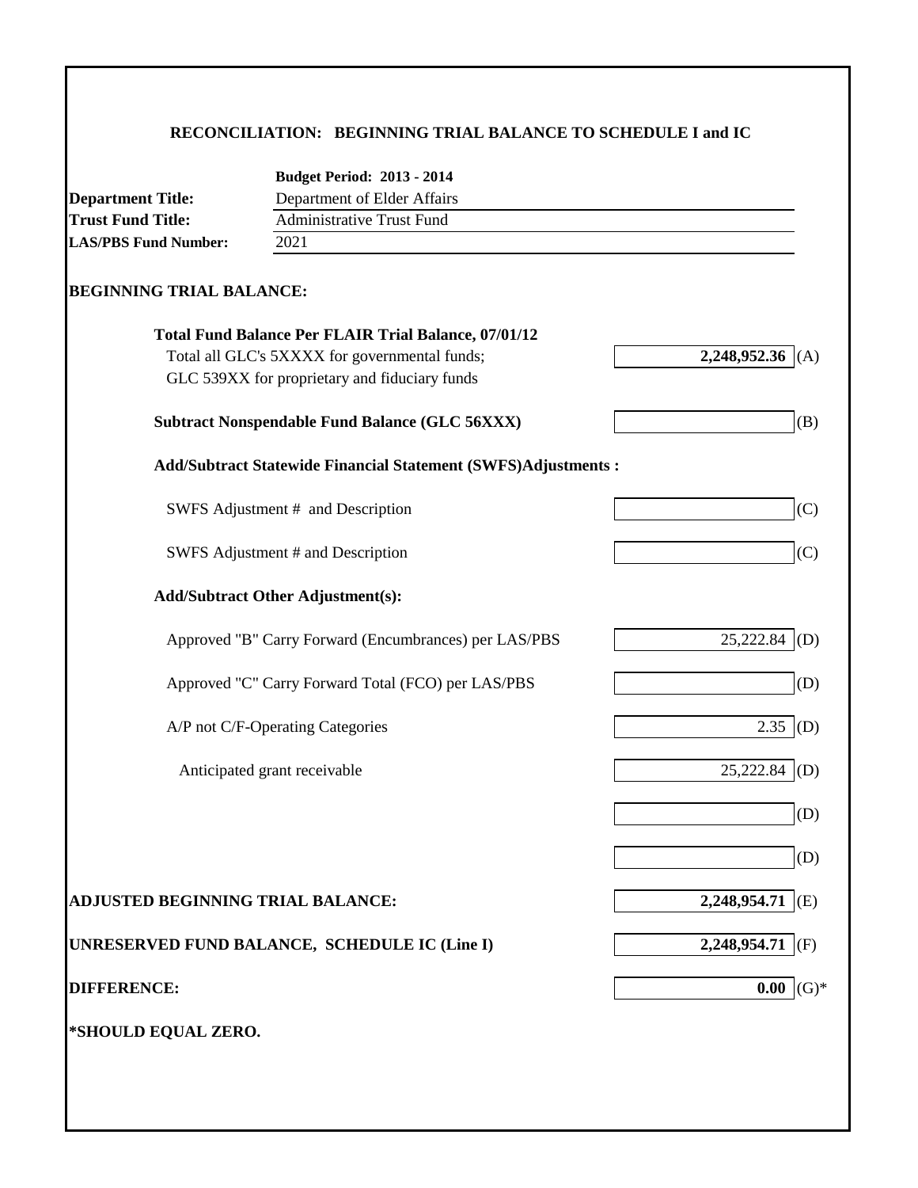## RECONCILIATION: BEGINNING TRIAL BALANCE TO SCHEDULE I and IC

**Budget Period: 2013 - 2014**

**Department Title:** Department of Elder Affairs
**Trust Fund Title:** Administrative Trust Fund
**LAS/PBS Fund Number:** 2021

### BEGINNING TRIAL BALANCE:

| | | |
|---|---|---|
| **Total Fund Balance Per FLAIR Trial Balance, 07/01/12** | | |
| Total all GLC's 5XXXX for governmental funds; GLC 539XX for proprietary and fiduciary funds | **2,248,952.36** | (A) |
| **Subtract Nonspendable Fund Balance (GLC 56XXX)** | | (B) |
| **Add/Subtract Statewide Financial Statement (SWFS)Adjustments :** | | |
| SWFS Adjustment # and Description | | (C) |
| SWFS Adjustment # and Description | | (C) |
| **Add/Subtract Other Adjustment(s):** | | |
| Approved "B" Carry Forward (Encumbrances) per LAS/PBS | 25,222.84 | (D) |
| Approved "C" Carry Forward Total (FCO) per LAS/PBS | | (D) |
| A/P not C/F-Operating Categories | 2.35 | (D) |
| Anticipated grant receivable | 25,222.84 | (D) |
| | | (D) |
| | | (D) |
| **ADJUSTED BEGINNING TRIAL BALANCE:** | **2,248,954.71** | (E) |
| **UNRESERVED FUND BALANCE, SCHEDULE IC (Line I)** | **2,248,954.71** | (F) |
| **DIFFERENCE:** | **0.00** | (G)* |

**\*SHOULD EQUAL ZERO.**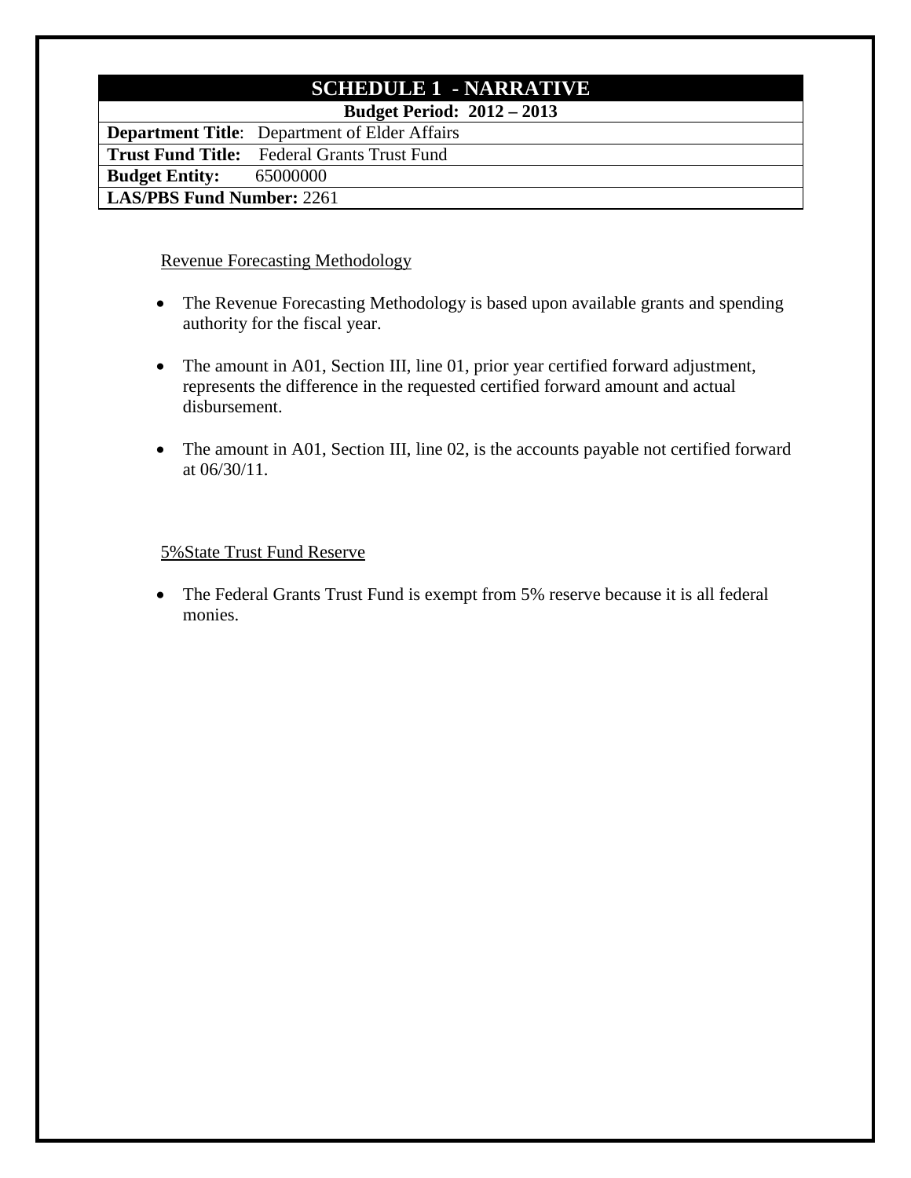| SCHEDULE 1 - NARRATIVE |
|---|
| **Budget Period: 2012 – 2013** |
| **Department Title**: Department of Elder Affairs |
| **Trust Fund Title:** Federal Grants Trust Fund |
| **Budget Entity:** 65000000 |
| **LAS/PBS Fund Number:** 2261 |

<u>Revenue Forecasting Methodology</u>

- The Revenue Forecasting Methodology is based upon available grants and spending authority for the fiscal year.
- The amount in A01, Section III, line 01, prior year certified forward adjustment, represents the difference in the requested certified forward amount and actual disbursement.
- The amount in A01, Section III, line 02, is the accounts payable not certified forward at 06/30/11.

<u>5%State Trust Fund Reserve</u>

- The Federal Grants Trust Fund is exempt from 5% reserve because it is all federal monies.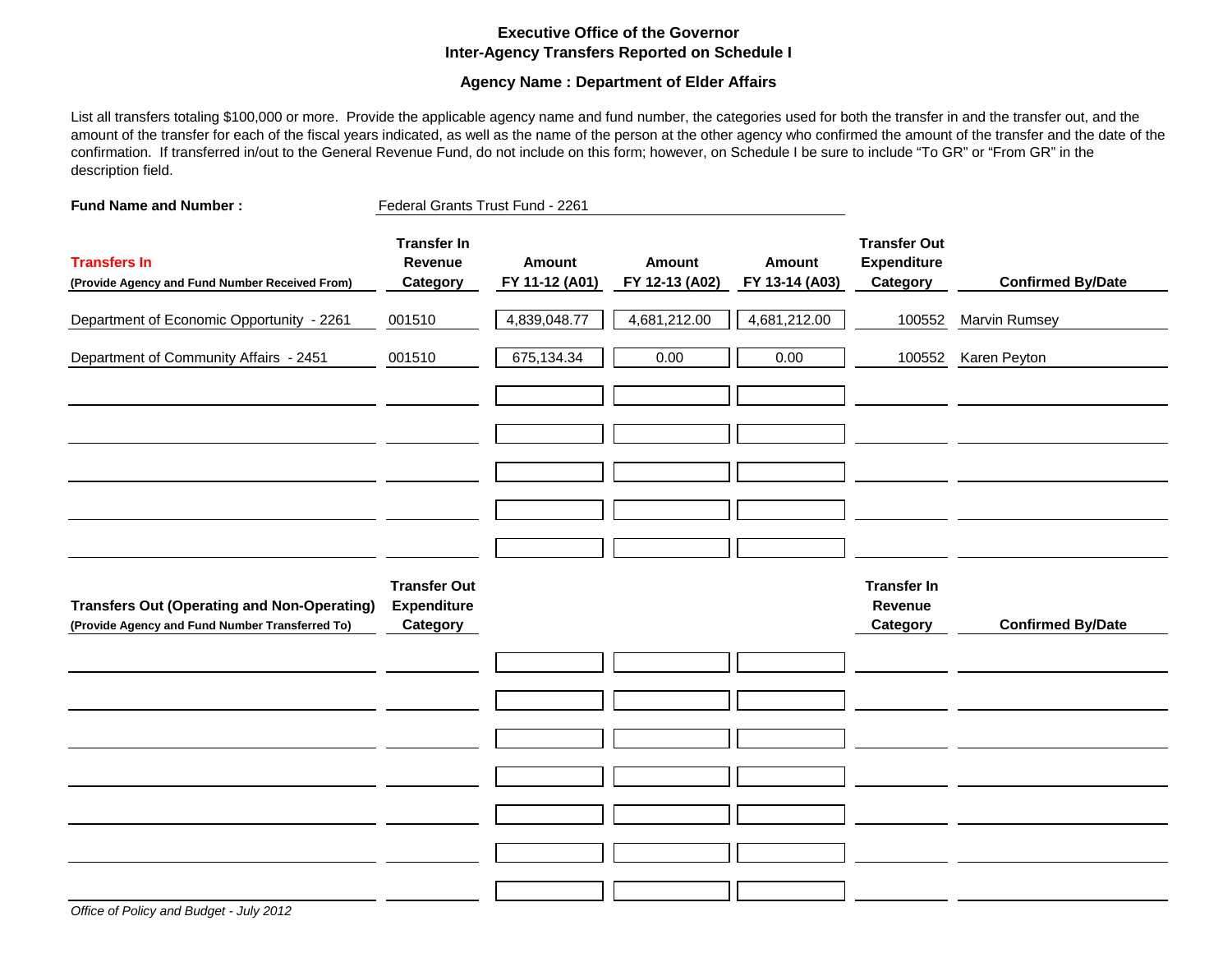**Executive Office of the Governor**
**Inter-Agency Transfers Reported on Schedule I**

**Agency Name : Department of Elder Affairs**

List all transfers totaling $100,000 or more. Provide the applicable agency name and fund number, the categories used for both the transfer in and the transfer out, and the amount of the transfer for each of the fiscal years indicated, as well as the name of the person at the other agency who confirmed the amount of the transfer and the date of the confirmation. If transferred in/out to the General Revenue Fund, do not include on this form; however, on Schedule I be sure to include "To GR" or "From GR" in the description field.

**Fund Name and Number :** Federal Grants Trust Fund - 2261

| **Transfers In** (Provide Agency and Fund Number Received From) | Transfer In Revenue Category | Amount FY 11-12 (A01) | Amount FY 12-13 (A02) | Amount FY 13-14 (A03) | Transfer Out Expenditure Category | Confirmed By/Date |
|---|---|---|---|---|---|---|
| Department of Economic Opportunity - 2261 | 001510 | 4,839,048.77 | 4,681,212.00 | 4,681,212.00 | 100552 | Marvin Rumsey |
| Department of Community Affairs - 2451 | 001510 | 675,134.34 | 0.00 | 0.00 | 100552 | Karen Peyton |
| | | | | | | |
| | | | | | | |
| | | | | | | |
| | | | | | | |
| | | | | | | |

| **Transfers Out (Operating and Non-Operating)** (Provide Agency and Fund Number Transferred To) | Transfer Out Expenditure Category | | | | Transfer In Revenue Category | Confirmed By/Date |
|---|---|---|---|---|---|---|
| | | | | | | |
| | | | | | | |
| | | | | | | |
| | | | | | | |
| | | | | | | |
| | | | | | | |
| | | | | | | |

*Office of Policy and Budget - July 2012*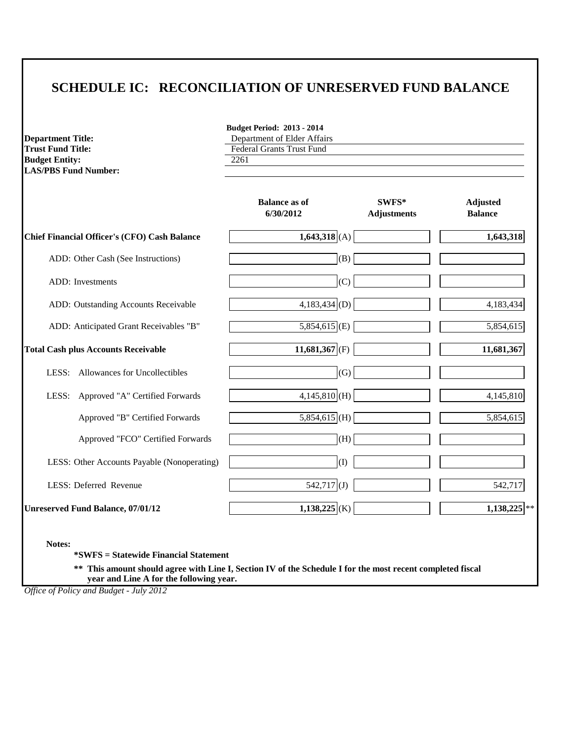# SCHEDULE IC: RECONCILIATION OF UNRESERVED FUND BALANCE

**Budget Period: 2013 - 2014**

**Department Title:** Department of Elder Affairs
**Trust Fund Title:** Federal Grants Trust Fund
**Budget Entity:** 2261
**LAS/PBS Fund Number:**

| | Balance as of 6/30/2012 | | SWFS* Adjustments | Adjusted Balance |
|---|---|---|---|---|
| **Chief Financial Officer's (CFO) Cash Balance** | **1,643,318** | (A) | | **1,643,318** |
| ADD: Other Cash (See Instructions) | | (B) | | |
| ADD: Investments | | (C) | | |
| ADD: Outstanding Accounts Receivable | 4,183,434 | (D) | | 4,183,434 |
| ADD: Anticipated Grant Receivables "B" | 5,854,615 | (E) | | 5,854,615 |
| **Total Cash plus Accounts Receivable** | **11,681,367** | (F) | | **11,681,367** |
| LESS: Allowances for Uncollectibles | | (G) | | |
| LESS: Approved "A" Certified Forwards | 4,145,810 | (H) | | 4,145,810 |
| Approved "B" Certified Forwards | 5,854,615 | (H) | | 5,854,615 |
| Approved "FCO" Certified Forwards | | (H) | | |
| LESS: Other Accounts Payable (Nonoperating) | | (I) | | |
| LESS: Deferred Revenue | 542,717 | (J) | | 542,717 |
| **Unreserved Fund Balance, 07/01/12** | **1,138,225** | (K) | | **1,138,225** ** |

**Notes:**

**\*SWFS = Statewide Financial Statement**

**\*\* This amount should agree with Line I, Section IV of the Schedule I for the most recent completed fiscal year and Line A for the following year.**

*Office of Policy and Budget - July 2012*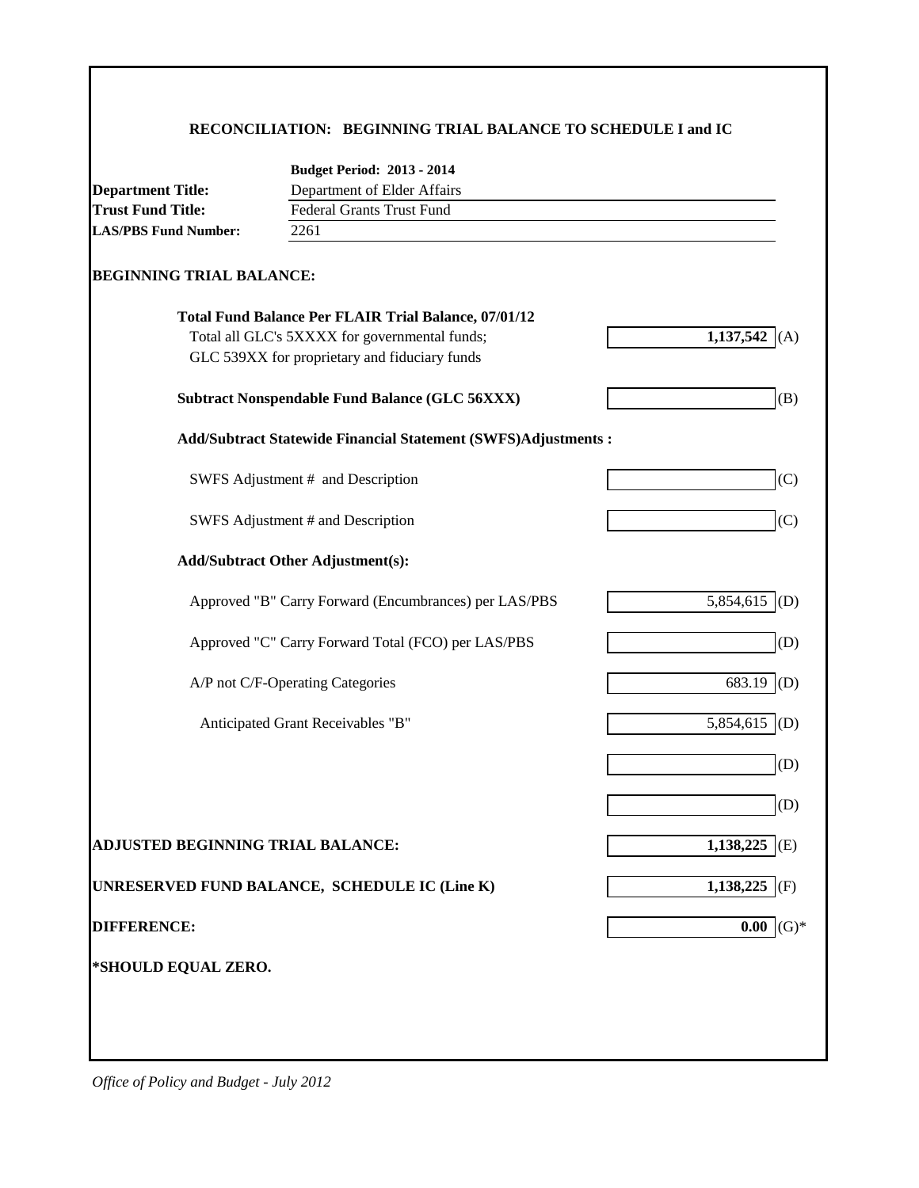## RECONCILIATION: BEGINNING TRIAL BALANCE TO SCHEDULE I and IC

**Budget Period: 2013 - 2014**

**Department Title:** Department of Elder Affairs
**Trust Fund Title:** Federal Grants Trust Fund
**LAS/PBS Fund Number:** 2261

**BEGINNING TRIAL BALANCE:**

| | | |
|---|---|---|
| **Total Fund Balance Per FLAIR Trial Balance, 07/01/12**<br>Total all GLC's 5XXXX for governmental funds;<br>GLC 539XX for proprietary and fiduciary funds | **1,137,542** | (A) |
| **Subtract Nonspendable Fund Balance (GLC 56XXX)** | | (B) |
| **Add/Subtract Statewide Financial Statement (SWFS)Adjustments :** | | |
| SWFS Adjustment # and Description | | (C) |
| SWFS Adjustment # and Description | | (C) |
| **Add/Subtract Other Adjustment(s):** | | |
| Approved "B" Carry Forward (Encumbrances) per LAS/PBS | 5,854,615 | (D) |
| Approved "C" Carry Forward Total (FCO) per LAS/PBS | | (D) |
| A/P not C/F-Operating Categories | 683.19 | (D) |
| Anticipated Grant Receivables "B" | 5,854,615 | (D) |
| | | (D) |
| | | (D) |
| **ADJUSTED BEGINNING TRIAL BALANCE:** | **1,138,225** | (E) |
| **UNRESERVED FUND BALANCE, SCHEDULE IC (Line K)** | **1,138,225** | (F) |
| **DIFFERENCE:** | **0.00** | (G)* |

**\*SHOULD EQUAL ZERO.**

*Office of Policy and Budget - July 2012*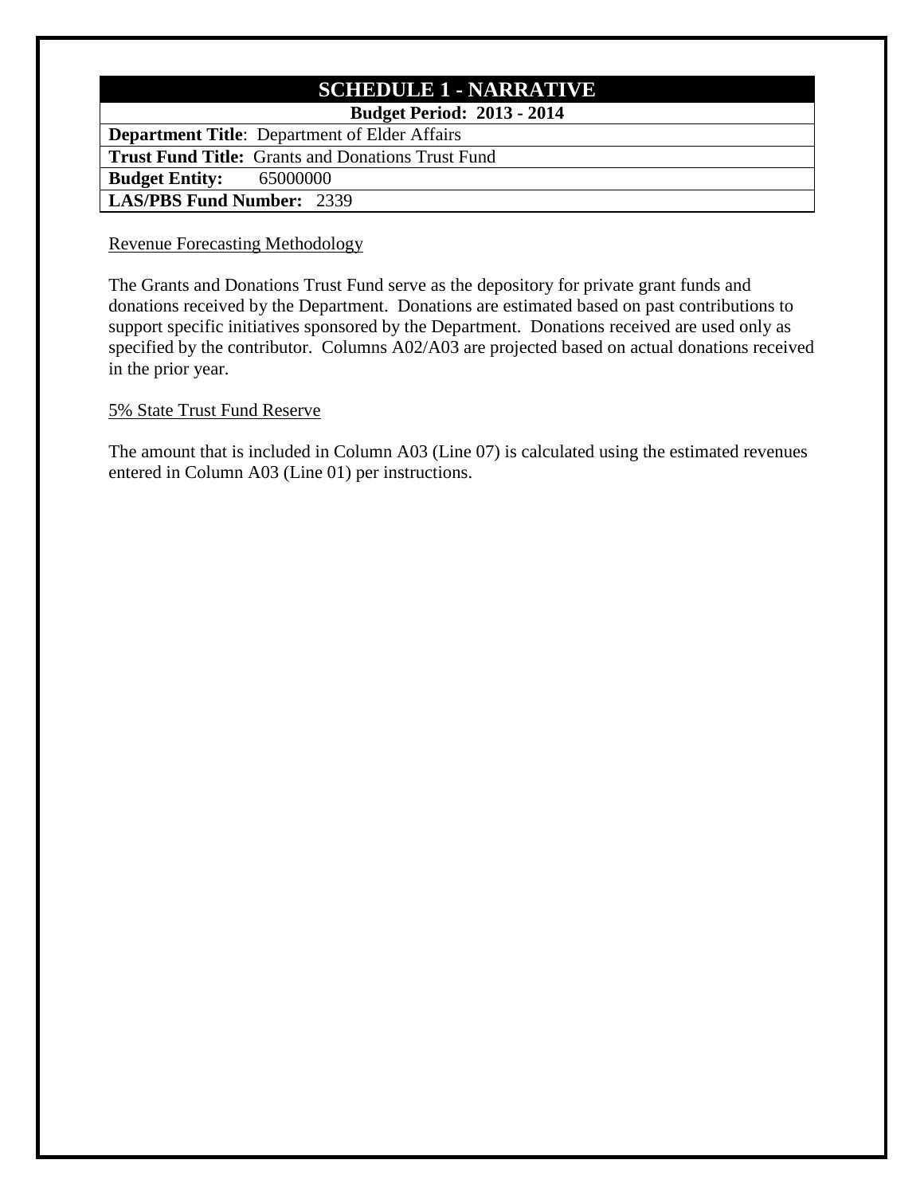# SCHEDULE 1 - NARRATIVE

**Budget Period: 2013 - 2014**

**Department Title**: Department of Elder Affairs

**Trust Fund Title:** Grants and Donations Trust Fund

**Budget Entity:** 65000000

**LAS/PBS Fund Number:** 2339

Revenue Forecasting Methodology

The Grants and Donations Trust Fund serve as the depository for private grant funds and donations received by the Department. Donations are estimated based on past contributions to support specific initiatives sponsored by the Department. Donations received are used only as specified by the contributor. Columns A02/A03 are projected based on actual donations received in the prior year.

5% State Trust Fund Reserve

The amount that is included in Column A03 (Line 07) is calculated using the estimated revenues entered in Column A03 (Line 01) per instructions.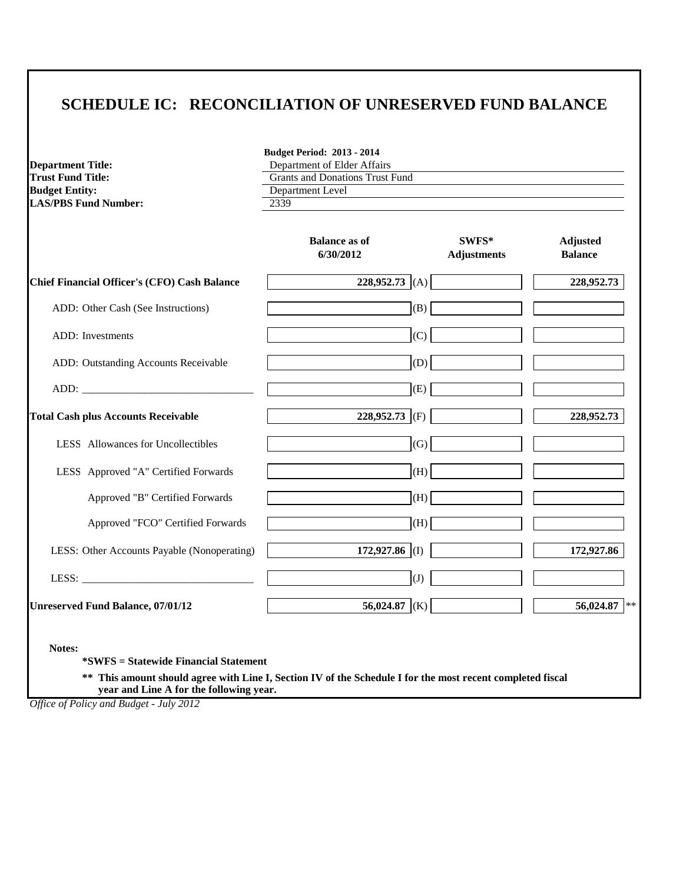# SCHEDULE IC: RECONCILIATION OF UNRESERVED FUND BALANCE

**Budget Period: 2013 - 2014**

| | |
|---|---|
| **Department Title:** | Department of Elder Affairs |
| **Trust Fund Title:** | Grants and Donations Trust Fund |
| **Budget Entity:** | Department Level |
| **LAS/PBS Fund Number:** | 2339 |

| | Balance as of 6/30/2012 | | SWFS* Adjustments | Adjusted Balance |
|---|---|---|---|---|
| **Chief Financial Officer's (CFO) Cash Balance** | **228,952.73** | (A) | | **228,952.73** |
| ADD: Other Cash (See Instructions) | | (B) | | |
| ADD: Investments | | (C) | | |
| ADD: Outstanding Accounts Receivable | | (D) | | |
| ADD: ________________________________ | | (E) | | |
| **Total Cash plus Accounts Receivable** | **228,952.73** | (F) | | **228,952.73** |
| LESS Allowances for Uncollectibles | | (G) | | |
| LESS Approved "A" Certified Forwards | | (H) | | |
| Approved "B" Certified Forwards | | (H) | | |
| Approved "FCO" Certified Forwards | | (H) | | |
| LESS: Other Accounts Payable (Nonoperating) | **172,927.86** | (I) | | **172,927.86** |
| LESS: ________________________________ | | (J) | | |
| **Unreserved Fund Balance, 07/01/12** | **56,024.87** | (K) | | **56,024.87** ** |

**Notes:**

**\*SWFS = Statewide Financial Statement**

**\*\* This amount should agree with Line I, Section IV of the Schedule I for the most recent completed fiscal year and Line A for the following year.**

*Office of Policy and Budget - July 2012*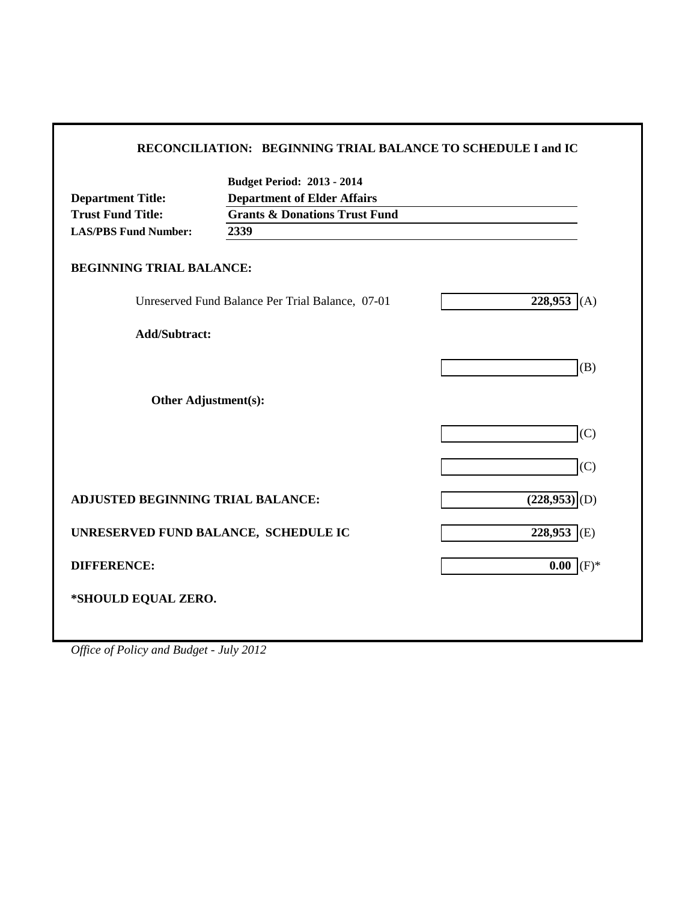## RECONCILIATION: BEGINNING TRIAL BALANCE TO SCHEDULE I and IC

| | |
|---|---|
| | **Budget Period: 2013 - 2014** |
| **Department Title:** | **Department of Elder Affairs** |
| **Trust Fund Title:** | **Grants & Donations Trust Fund** |
| **LAS/PBS Fund Number:** | **2339** |

**BEGINNING TRIAL BALANCE:**

| | | |
|---|---|---|
| Unreserved Fund Balance Per Trial Balance, 07-01 | **228,953** | (A) |
| **Add/Subtract:** | | |
| | | (B) |
| **Other Adjustment(s):** | | |
| | | (C) |
| | | (C) |
| **ADJUSTED BEGINNING TRIAL BALANCE:** | **(228,953)** | (D) |
| **UNRESERVED FUND BALANCE, SCHEDULE IC** | **228,953** | (E) |
| **DIFFERENCE:** | **0.00** | (F)* |

**\*SHOULD EQUAL ZERO.**

*Office of Policy and Budget - July 2012*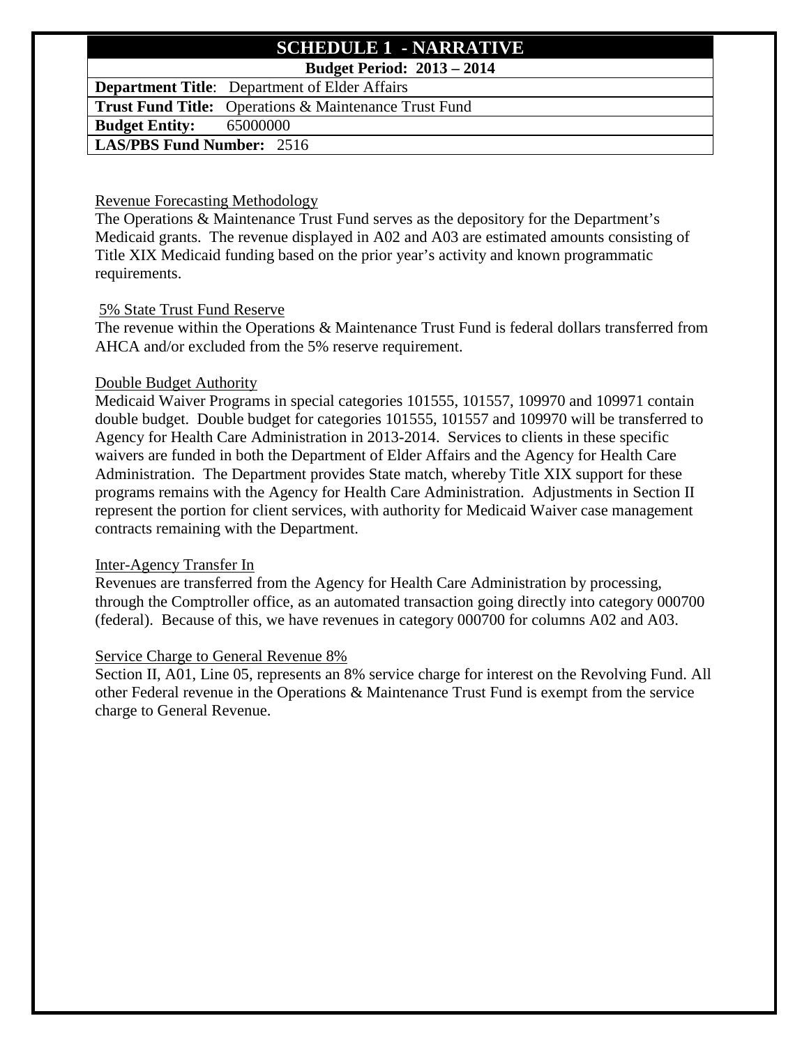# SCHEDULE 1 - NARRATIVE

**Budget Period: 2013 – 2014**

**Department Title**: Department of Elder Affairs

**Trust Fund Title:** Operations & Maintenance Trust Fund

**Budget Entity:** 65000000

**LAS/PBS Fund Number:** 2516

Revenue Forecasting Methodology

The Operations & Maintenance Trust Fund serves as the depository for the Department's Medicaid grants. The revenue displayed in A02 and A03 are estimated amounts consisting of Title XIX Medicaid funding based on the prior year's activity and known programmatic requirements.

5% State Trust Fund Reserve

The revenue within the Operations & Maintenance Trust Fund is federal dollars transferred from AHCA and/or excluded from the 5% reserve requirement.

Double Budget Authority

Medicaid Waiver Programs in special categories 101555, 101557, 109970 and 109971 contain double budget. Double budget for categories 101555, 101557 and 109970 will be transferred to Agency for Health Care Administration in 2013-2014. Services to clients in these specific waivers are funded in both the Department of Elder Affairs and the Agency for Health Care Administration. The Department provides State match, whereby Title XIX support for these programs remains with the Agency for Health Care Administration. Adjustments in Section II represent the portion for client services, with authority for Medicaid Waiver case management contracts remaining with the Department.

Inter-Agency Transfer In

Revenues are transferred from the Agency for Health Care Administration by processing, through the Comptroller office, as an automated transaction going directly into category 000700 (federal). Because of this, we have revenues in category 000700 for columns A02 and A03.

Service Charge to General Revenue 8%

Section II, A01, Line 05, represents an 8% service charge for interest on the Revolving Fund. All other Federal revenue in the Operations & Maintenance Trust Fund is exempt from the service charge to General Revenue.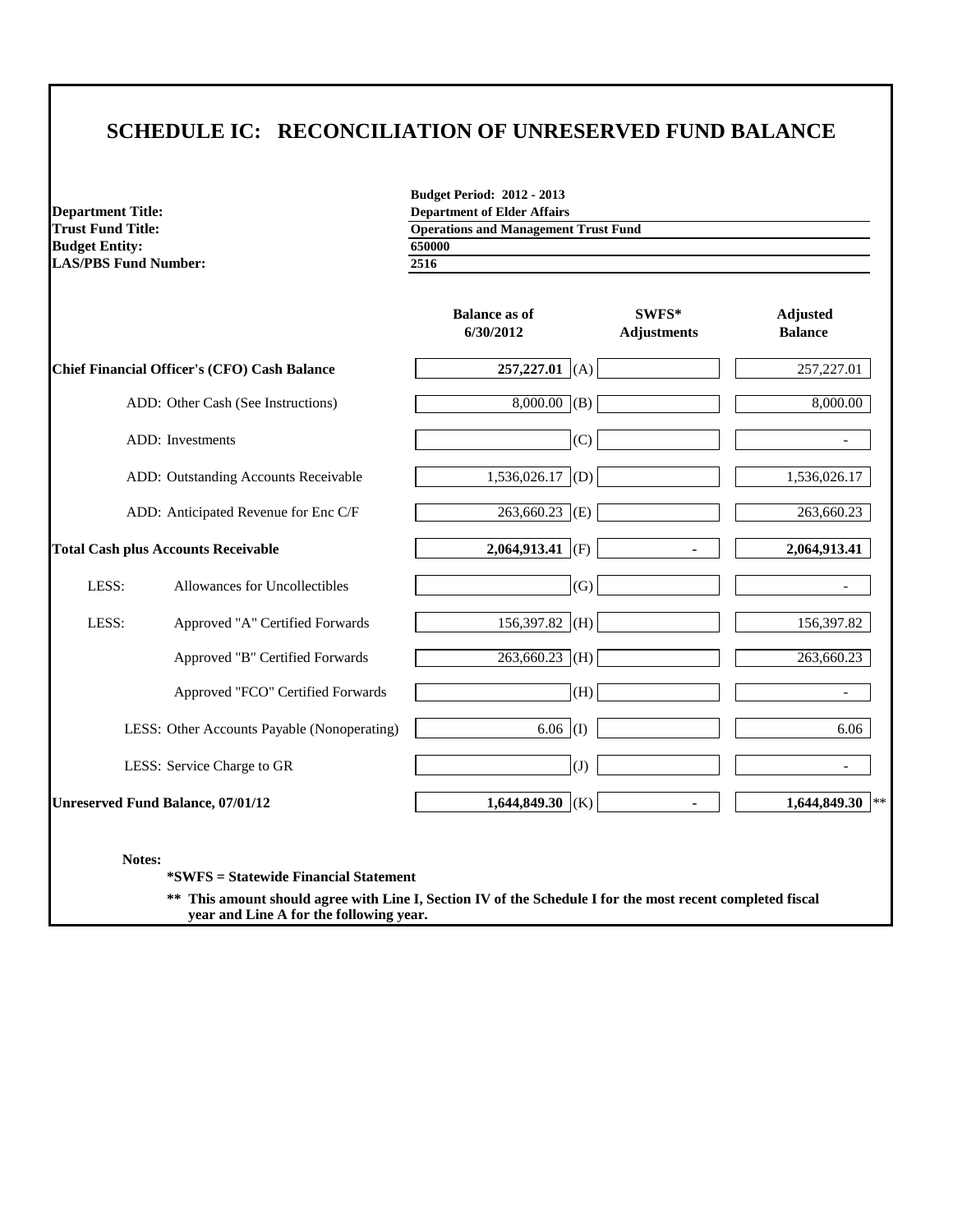# SCHEDULE IC: RECONCILIATION OF UNRESERVED FUND BALANCE

**Budget Period: 2012 - 2013**

| | |
|---|---|
| **Department Title:** | **Department of Elder Affairs** |
| **Trust Fund Title:** | **Operations and Management Trust Fund** |
| **Budget Entity:** | **650000** |
| **LAS/PBS Fund Number:** | **2516** |

| | | Balance as of 6/30/2012 | | SWFS* Adjustments | Adjusted Balance |
|---|---|---|---|---|---|
| **Chief Financial Officer's (CFO) Cash Balance** | | **257,227.01** | (A) | | 257,227.01 |
| | ADD: Other Cash (See Instructions) | 8,000.00 | (B) | | 8,000.00 |
| | ADD: Investments | | (C) | | - |
| | ADD: Outstanding Accounts Receivable | 1,536,026.17 | (D) | | 1,536,026.17 |
| | ADD: Anticipated Revenue for Enc C/F | 263,660.23 | (E) | | 263,660.23 |
| **Total Cash plus Accounts Receivable** | | **2,064,913.41** | (F) | **-** | **2,064,913.41** |
| LESS: | Allowances for Uncollectibles | | (G) | | - |
| LESS: | Approved "A" Certified Forwards | 156,397.82 | (H) | | 156,397.82 |
| | Approved "B" Certified Forwards | 263,660.23 | (H) | | 263,660.23 |
| | Approved "FCO" Certified Forwards | | (H) | | - |
| | LESS: Other Accounts Payable (Nonoperating) | 6.06 | (I) | | 6.06 |
| | LESS: Service Charge to GR | | (J) | | - |
| **Unreserved Fund Balance, 07/01/12** | | **1,644,849.30** | (K) | **-** | **1,644,849.30** ** |

**Notes:**

**\*SWFS = Statewide Financial Statement**

**\*\* This amount should agree with Line I, Section IV of the Schedule I for the most recent completed fiscal year and Line A for the following year.**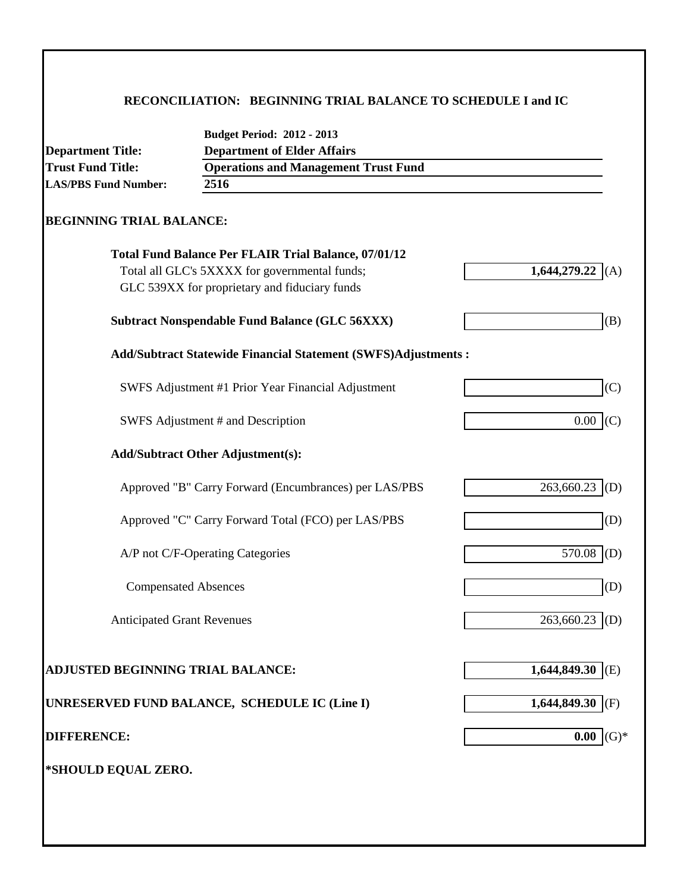## RECONCILIATION: BEGINNING TRIAL BALANCE TO SCHEDULE I and IC

| | |
|---|---|
| | **Budget Period: 2012 - 2013** |
| **Department Title:** | **Department of Elder Affairs** |
| **Trust Fund Title:** | **Operations and Management Trust Fund** |
| **LAS/PBS Fund Number:** | **2516** |

### BEGINNING TRIAL BALANCE:

| | | |
|---|---|---|
| **Total Fund Balance Per FLAIR Trial Balance, 07/01/12**<br>Total all GLC's 5XXXX for governmental funds;<br>GLC 539XX for proprietary and fiduciary funds | **1,644,279.22** | (A) |
| **Subtract Nonspendable Fund Balance (GLC 56XXX)** | | (B) |
| **Add/Subtract Statewide Financial Statement (SWFS)Adjustments :** | | |
| SWFS Adjustment #1 Prior Year Financial Adjustment | | (C) |
| SWFS Adjustment # and Description | 0.00 | (C) |
| **Add/Subtract Other Adjustment(s):** | | |
| Approved "B" Carry Forward (Encumbrances) per LAS/PBS | 263,660.23 | (D) |
| Approved "C" Carry Forward Total (FCO) per LAS/PBS | | (D) |
| A/P not C/F-Operating Categories | 570.08 | (D) |
| Compensated Absences | | (D) |
| Anticipated Grant Revenues | 263,660.23 | (D) |
| **ADJUSTED BEGINNING TRIAL BALANCE:** | **1,644,849.30** | (E) |
| **UNRESERVED FUND BALANCE, SCHEDULE IC (Line I)** | **1,644,849.30** | (F) |
| **DIFFERENCE:** | **0.00** | (G)* |

**\*SHOULD EQUAL ZERO.**